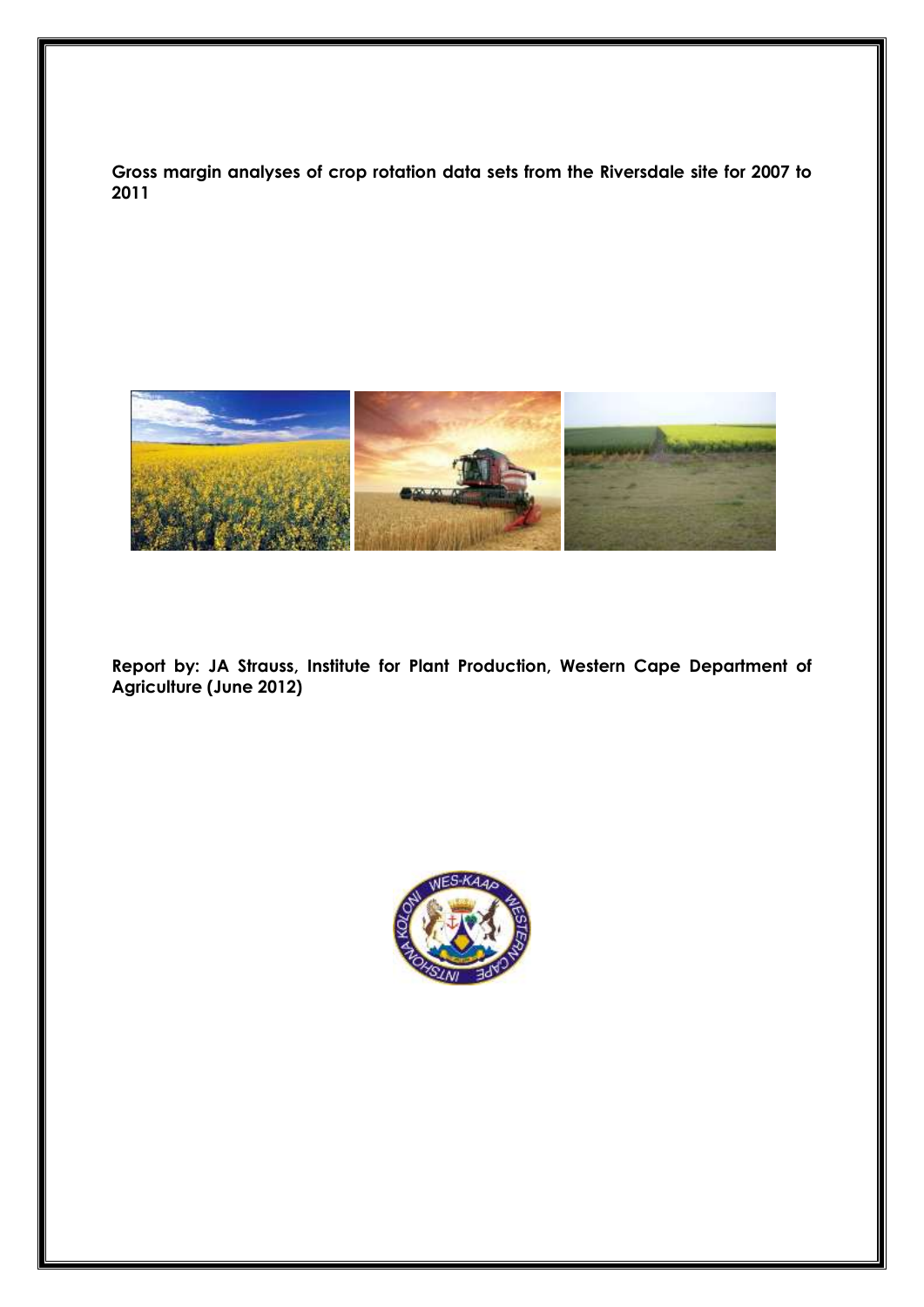**Gross margin analyses of crop rotation data sets from the Riversdale site for 2007 to 2011**

**Report by: JA Strauss, Institute for Plant Production, Western Cape Department of Agriculture (June 2012)**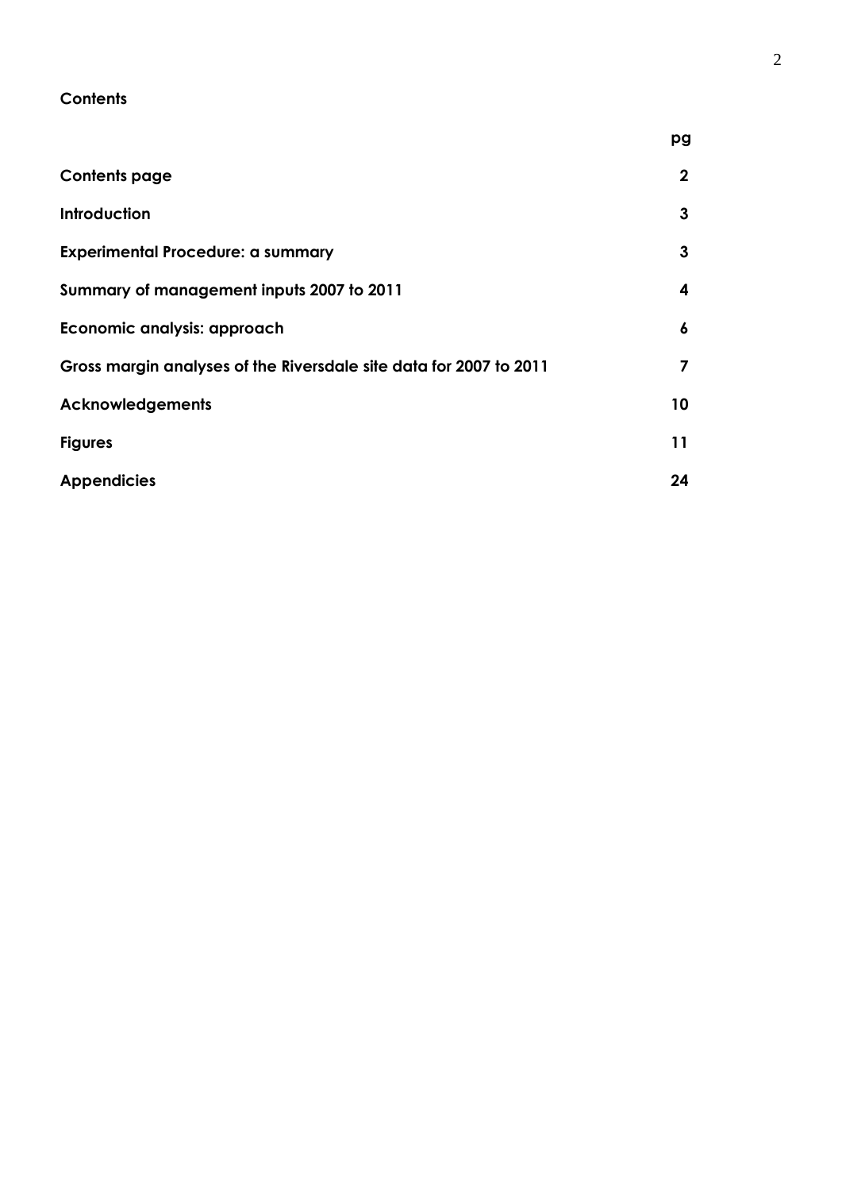**Contents**

| | pg |
|---|---|
| **Contents page** | **2** |
| **Introduction** | **3** |
| **Experimental Procedure: a summary** | **3** |
| **Summary of management inputs 2007 to 2011** | **4** |
| **Economic analysis: approach** | **6** |
| **Gross margin analyses of the Riversdale site data for 2007 to 2011** | **7** |
| **Acknowledgements** | **10** |
| **Figures** | **11** |
| **Appendicies** | **24** |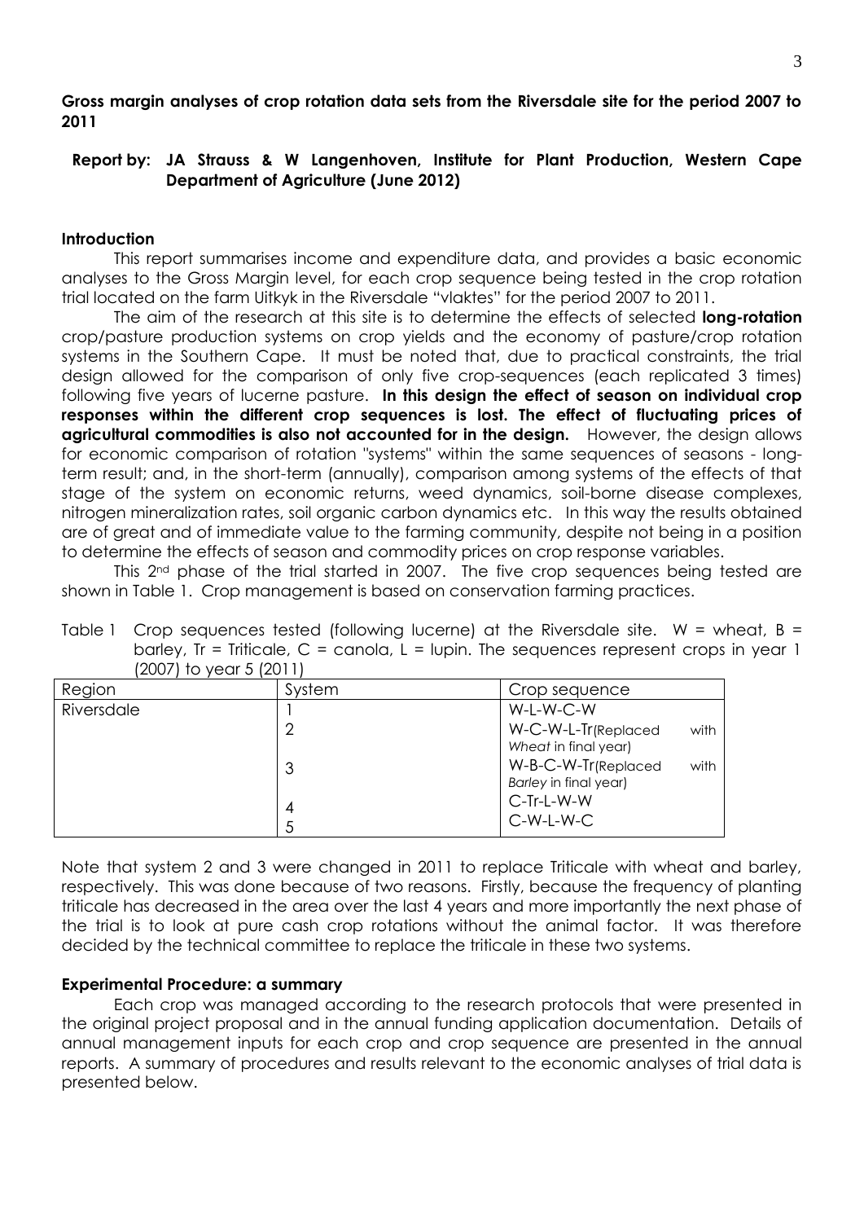**Gross margin analyses of crop rotation data sets from the Riversdale site for the period 2007 to 2011**

**Report by: JA Strauss & W Langenhoven, Institute for Plant Production, Western Cape Department of Agriculture (June 2012)**

## Introduction

This report summarises income and expenditure data, and provides a basic economic analyses to the Gross Margin level, for each crop sequence being tested in the crop rotation trial located on the farm Uitkyk in the Riversdale "vlaktes" for the period 2007 to 2011.

The aim of the research at this site is to determine the effects of selected **long-rotation** crop/pasture production systems on crop yields and the economy of pasture/crop rotation systems in the Southern Cape. It must be noted that, due to practical constraints, the trial design allowed for the comparison of only five crop-sequences (each replicated 3 times) following five years of lucerne pasture. **In this design the effect of season on individual crop responses within the different crop sequences is lost. The effect of fluctuating prices of agricultural commodities is also not accounted for in the design.** However, the design allows for economic comparison of rotation "systems" within the same sequences of seasons - long-term result; and, in the short-term (annually), comparison among systems of the effects of that stage of the system on economic returns, weed dynamics, soil-borne disease complexes, nitrogen mineralization rates, soil organic carbon dynamics etc. In this way the results obtained are of great and of immediate value to the farming community, despite not being in a position to determine the effects of season and commodity prices on crop response variables.

This 2nd phase of the trial started in 2007. The five crop sequences being tested are shown in Table 1. Crop management is based on conservation farming practices.

Table 1 Crop sequences tested (following lucerne) at the Riversdale site. W = wheat, B = barley, Tr = Triticale, C = canola, L = lupin. The sequences represent crops in year 1 (2007) to year 5 (2011)

| Region | System | Crop sequence |
|---|---|---|
| Riversdale | 1 | W-L-W-C-W |
| | 2 | W-C-W-L-Tr(Replaced with *Wheat* in final year) |
| | 3 | W-B-C-W-Tr(Replaced with *Barley* in final year) |
| | 4 | C-Tr-L-W-W |
| | 5 | C-W-L-W-C |

Note that system 2 and 3 were changed in 2011 to replace Triticale with wheat and barley, respectively. This was done because of two reasons. Firstly, because the frequency of planting triticale has decreased in the area over the last 4 years and more importantly the next phase of the trial is to look at pure cash crop rotations without the animal factor. It was therefore decided by the technical committee to replace the triticale in these two systems.

## Experimental Procedure: a summary

Each crop was managed according to the research protocols that were presented in the original project proposal and in the annual funding application documentation. Details of annual management inputs for each crop and crop sequence are presented in the annual reports. A summary of procedures and results relevant to the economic analyses of trial data is presented below.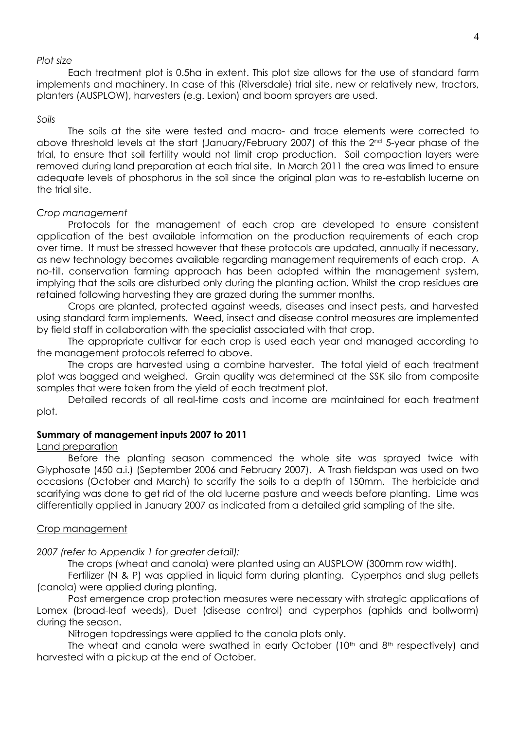*Plot size*

Each treatment plot is 0.5ha in extent. This plot size allows for the use of standard farm implements and machinery. In case of this (Riversdale) trial site, new or relatively new, tractors, planters (AUSPLOW), harvesters (e.g. Lexion) and boom sprayers are used.

*Soils*

The soils at the site were tested and macro- and trace elements were corrected to above threshold levels at the start (January/February 2007) of this the 2nd 5-year phase of the trial, to ensure that soil fertility would not limit crop production. Soil compaction layers were removed during land preparation at each trial site. In March 2011 the area was limed to ensure adequate levels of phosphorus in the soil since the original plan was to re-establish lucerne on the trial site.

*Crop management*

Protocols for the management of each crop are developed to ensure consistent application of the best available information on the production requirements of each crop over time. It must be stressed however that these protocols are updated, annually if necessary, as new technology becomes available regarding management requirements of each crop. A no-till, conservation farming approach has been adopted within the management system, implying that the soils are disturbed only during the planting action. Whilst the crop residues are retained following harvesting they are grazed during the summer months.

Crops are planted, protected against weeds, diseases and insect pests, and harvested using standard farm implements. Weed, insect and disease control measures are implemented by field staff in collaboration with the specialist associated with that crop.

The appropriate cultivar for each crop is used each year and managed according to the management protocols referred to above.

The crops are harvested using a combine harvester. The total yield of each treatment plot was bagged and weighed. Grain quality was determined at the SSK silo from composite samples that were taken from the yield of each treatment plot.

Detailed records of all real-time costs and income are maintained for each treatment plot.

**Summary of management inputs 2007 to 2011**

<u>Land preparation</u>

Before the planting season commenced the whole site was sprayed twice with Glyphosate (450 a.i.) (September 2006 and February 2007). A Trash fieldspan was used on two occasions (October and March) to scarify the soils to a depth of 150mm. The herbicide and scarifying was done to get rid of the old lucerne pasture and weeds before planting. Lime was differentially applied in January 2007 as indicated from a detailed grid sampling of the site.

<u>Crop management</u>

*2007 (refer to Appendix 1 for greater detail):*

The crops (wheat and canola) were planted using an AUSPLOW (300mm row width).

Fertilizer (N & P) was applied in liquid form during planting. Cyperphos and slug pellets (canola) were applied during planting.

Post emergence crop protection measures were necessary with strategic applications of Lomex (broad-leaf weeds), Duet (disease control) and cyperphos (aphids and bollworm) during the season.

Nitrogen topdressings were applied to the canola plots only.

The wheat and canola were swathed in early October (10th and 8th respectively) and harvested with a pickup at the end of October.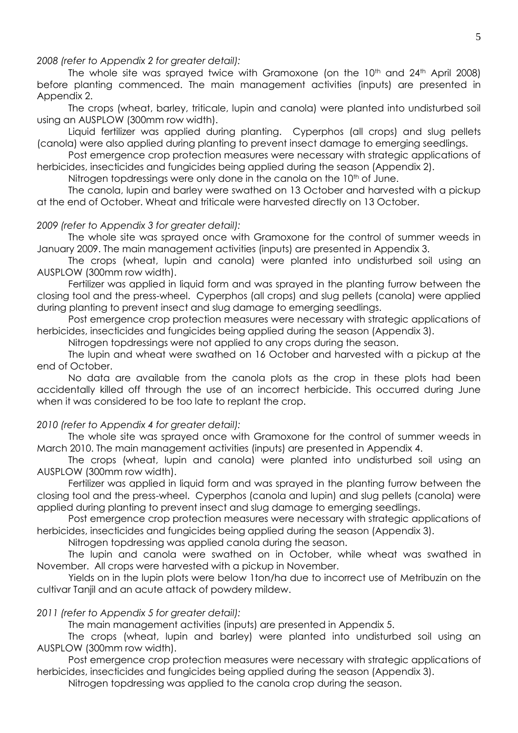*2008 (refer to Appendix 2 for greater detail):*

The whole site was sprayed twice with Gramoxone (on the 10th and 24th April 2008) before planting commenced. The main management activities (inputs) are presented in Appendix 2.

The crops (wheat, barley, triticale, lupin and canola) were planted into undisturbed soil using an AUSPLOW (300mm row width).

Liquid fertilizer was applied during planting. Cyperphos (all crops) and slug pellets (canola) were also applied during planting to prevent insect damage to emerging seedlings.

Post emergence crop protection measures were necessary with strategic applications of herbicides, insecticides and fungicides being applied during the season (Appendix 2).

Nitrogen topdressings were only done in the canola on the 10th of June.

The canola, lupin and barley were swathed on 13 October and harvested with a pickup at the end of October. Wheat and triticale were harvested directly on 13 October.

*2009 (refer to Appendix 3 for greater detail):*

The whole site was sprayed once with Gramoxone for the control of summer weeds in January 2009. The main management activities (inputs) are presented in Appendix 3.

The crops (wheat, lupin and canola) were planted into undisturbed soil using an AUSPLOW (300mm row width).

Fertilizer was applied in liquid form and was sprayed in the planting furrow between the closing tool and the press-wheel. Cyperphos (all crops) and slug pellets (canola) were applied during planting to prevent insect and slug damage to emerging seedlings.

Post emergence crop protection measures were necessary with strategic applications of herbicides, insecticides and fungicides being applied during the season (Appendix 3).

Nitrogen topdressings were not applied to any crops during the season.

The lupin and wheat were swathed on 16 October and harvested with a pickup at the end of October.

No data are available from the canola plots as the crop in these plots had been accidentally killed off through the use of an incorrect herbicide. This occurred during June when it was considered to be too late to replant the crop.

*2010 (refer to Appendix 4 for greater detail):*

The whole site was sprayed once with Gramoxone for the control of summer weeds in March 2010. The main management activities (inputs) are presented in Appendix 4.

The crops (wheat, lupin and canola) were planted into undisturbed soil using an AUSPLOW (300mm row width).

Fertilizer was applied in liquid form and was sprayed in the planting furrow between the closing tool and the press-wheel. Cyperphos (canola and lupin) and slug pellets (canola) were applied during planting to prevent insect and slug damage to emerging seedlings.

Post emergence crop protection measures were necessary with strategic applications of herbicides, insecticides and fungicides being applied during the season (Appendix 3).

Nitrogen topdressing was applied canola during the season.

The lupin and canola were swathed on in October, while wheat was swathed in November. All crops were harvested with a pickup in November.

Yields on in the lupin plots were below 1ton/ha due to incorrect use of Metribuzin on the cultivar Tanjil and an acute attack of powdery mildew.

*2011 (refer to Appendix 5 for greater detail):*

The main management activities (inputs) are presented in Appendix 5.

The crops (wheat, lupin and barley) were planted into undisturbed soil using an AUSPLOW (300mm row width).

Post emergence crop protection measures were necessary with strategic applications of herbicides, insecticides and fungicides being applied during the season (Appendix 3).

Nitrogen topdressing was applied to the canola crop during the season.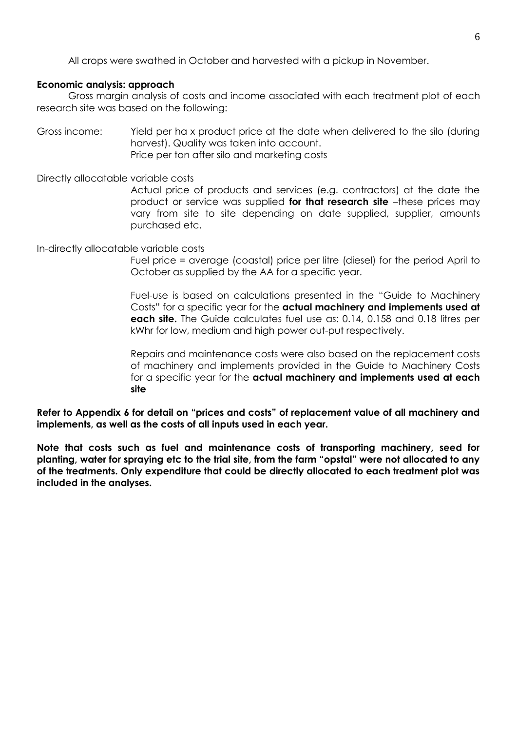All crops were swathed in October and harvested with a pickup in November.

**Economic analysis: approach**

Gross margin analysis of costs and income associated with each treatment plot of each research site was based on the following:

Gross income: Yield per ha x product price at the date when delivered to the silo (during harvest). Quality was taken into account.
Price per ton after silo and marketing costs

Directly allocatable variable costs

Actual price of products and services (e.g. contractors) at the date the product or service was supplied **for that research site** –these prices may vary from site to site depending on date supplied, supplier, amounts purchased etc.

In-directly allocatable variable costs

Fuel price = average (coastal) price per litre (diesel) for the period April to October as supplied by the AA for a specific year.

Fuel-use is based on calculations presented in the "Guide to Machinery Costs" for a specific year for the **actual machinery and implements used at each site.** The Guide calculates fuel use as: 0.14, 0.158 and 0.18 litres per kWhr for low, medium and high power out-put respectively.

Repairs and maintenance costs were also based on the replacement costs of machinery and implements provided in the Guide to Machinery Costs for a specific year for the **actual machinery and implements used at each site**

**Refer to Appendix 6 for detail on "prices and costs" of replacement value of all machinery and implements, as well as the costs of all inputs used in each year.**

**Note that costs such as fuel and maintenance costs of transporting machinery, seed for planting, water for spraying etc to the trial site, from the farm "opstal" were not allocated to any of the treatments. Only expenditure that could be directly allocated to each treatment plot was included in the analyses.**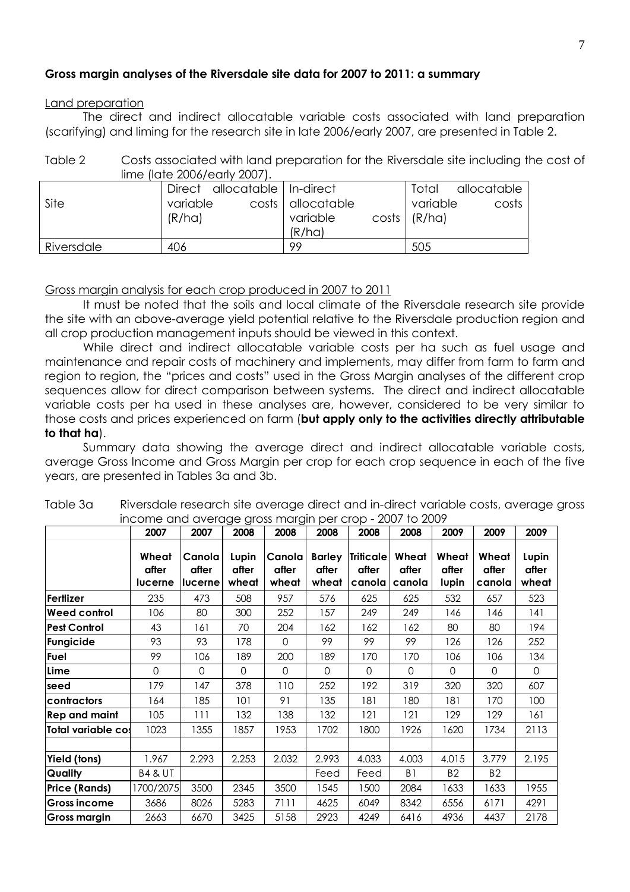**Gross margin analyses of the Riversdale site data for 2007 to 2011: a summary**

Land preparation

The direct and indirect allocatable variable costs associated with land preparation (scarifying) and liming for the research site in late 2006/early 2007, are presented in Table 2.

Table 2 Costs associated with land preparation for the Riversdale site including the cost of lime (late 2006/early 2007).

| Site | Direct allocatable variable costs (R/ha) | In-direct allocatable variable costs (R/ha) | Total allocatable variable costs (R/ha) |
|---|---|---|---|
| Riversdale | 406 | 99 | 505 |

Gross margin analysis for each crop produced in 2007 to 2011

It must be noted that the soils and local climate of the Riversdale research site provide the site with an above-average yield potential relative to the Riversdale production region and all crop production management inputs should be viewed in this context.

While direct and indirect allocatable variable costs per ha such as fuel usage and maintenance and repair costs of machinery and implements, may differ from farm to farm and region to region, the "prices and costs" used in the Gross Margin analyses of the different crop sequences allow for direct comparison between systems. The direct and indirect allocatable variable costs per ha used in these analyses are, however, considered to be very similar to those costs and prices experienced on farm (**but apply only to the activities directly attributable to that ha**).

Summary data showing the average direct and indirect allocatable variable costs, average Gross Income and Gross Margin per crop for each crop sequence in each of the five years, are presented in Tables 3a and 3b.

Table 3a Riversdale research site average direct and in-direct variable costs, average gross income and average gross margin per crop - 2007 to 2009

| | **2007** | **2007** | **2008** | **2008** | **2008** | **2008** | **2008** | **2009** | **2009** | **2009** |
|---|---|---|---|---|---|---|---|---|---|---|
| | **Wheat after lucerne** | **Canola after lucerne** | **Lupin after wheat** | **Canola after wheat** | **Barley after wheat** | **Triticale after canola** | **Wheat after canola** | **Wheat after lupin** | **Wheat after canola** | **Lupin after wheat** |
| **Fertlizer** | 235 | 473 | 508 | 957 | 576 | 625 | 625 | 532 | 657 | 523 |
| **Weed control** | 106 | 80 | 300 | 252 | 157 | 249 | 249 | 146 | 146 | 141 |
| **Pest Control** | 43 | 161 | 70 | 204 | 162 | 162 | 162 | 80 | 80 | 194 |
| **Fungicide** | 93 | 93 | 178 | 0 | 99 | 99 | 99 | 126 | 126 | 252 |
| **Fuel** | 99 | 106 | 189 | 200 | 189 | 170 | 170 | 106 | 106 | 134 |
| **Lime** | 0 | 0 | 0 | 0 | 0 | 0 | 0 | 0 | 0 | 0 |
| **seed** | 179 | 147 | 378 | 110 | 252 | 192 | 319 | 320 | 320 | 607 |
| **contractors** | 164 | 185 | 101 | 91 | 135 | 181 | 180 | 181 | 170 | 100 |
| **Rep and maint** | 105 | 111 | 132 | 138 | 132 | 121 | 121 | 129 | 129 | 161 |
| **Total variable cos** | 1023 | 1355 | 1857 | 1953 | 1702 | 1800 | 1926 | 1620 | 1734 | 2113 |
| | | | | | | | | | | |
| **Yield (tons)** | 1.967 | 2.293 | 2.253 | 2.032 | 2.993 | 4.033 | 4.003 | 4.015 | 3.779 | 2.195 |
| **Quality** | B4 & UT | | | | Feed | Feed | B1 | B2 | B2 | |
| **Price (Rands)** | 1700/2075 | 3500 | 2345 | 3500 | 1545 | 1500 | 2084 | 1633 | 1633 | 1955 |
| **Gross income** | 3686 | 8026 | 5283 | 7111 | 4625 | 6049 | 8342 | 6556 | 6171 | 4291 |
| **Gross margin** | 2663 | 6670 | 3425 | 5158 | 2923 | 4249 | 6416 | 4936 | 4437 | 2178 |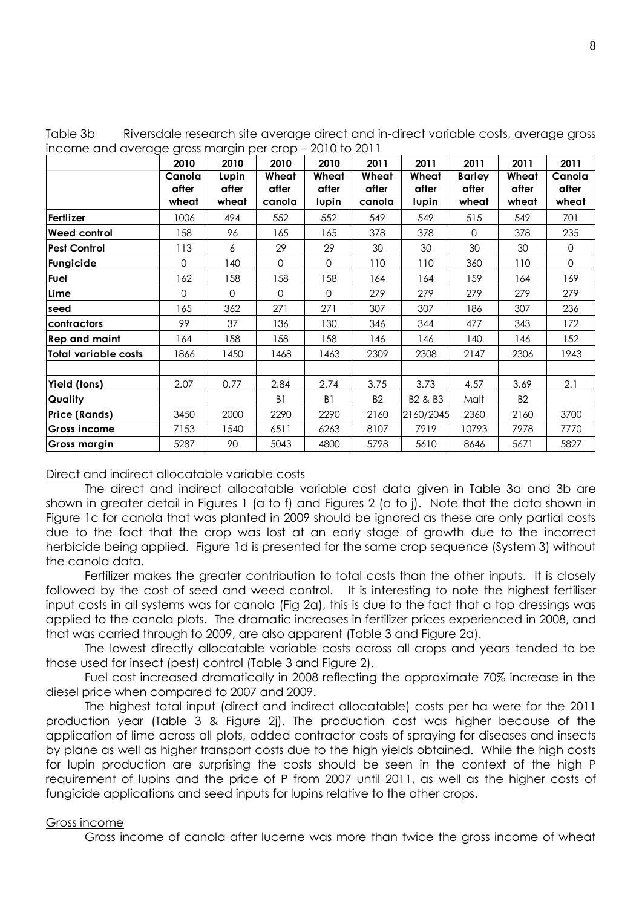Table 3b Riversdale research site average direct and in-direct variable costs, average gross income and average gross margin per crop – 2010 to 2011

| | 2010 | 2010 | 2010 | 2010 | 2011 | 2011 | 2011 | 2011 | 2011 |
|---|---|---|---|---|---|---|---|---|---|
| | **Canola after wheat** | **Lupin after wheat** | **Wheat after canola** | **Wheat after lupin** | **Wheat after canola** | **Wheat after lupin** | **Barley after wheat** | **Wheat after wheat** | **Canola after wheat** |
| **Fertlizer** | 1006 | 494 | 552 | 552 | 549 | 549 | 515 | 549 | 701 |
| **Weed control** | 158 | 96 | 165 | 165 | 378 | 378 | 0 | 378 | 235 |
| **Pest Control** | 113 | 6 | 29 | 29 | 30 | 30 | 30 | 30 | 0 |
| **Fungicide** | 0 | 140 | 0 | 0 | 110 | 110 | 360 | 110 | 0 |
| **Fuel** | 162 | 158 | 158 | 158 | 164 | 164 | 159 | 164 | 169 |
| **Lime** | 0 | 0 | 0 | 0 | 279 | 279 | 279 | 279 | 279 |
| **seed** | 165 | 362 | 271 | 271 | 307 | 307 | 186 | 307 | 236 |
| **contractors** | 99 | 37 | 136 | 130 | 346 | 344 | 477 | 343 | 172 |
| **Rep and maint** | 164 | 158 | 158 | 158 | 146 | 146 | 140 | 146 | 152 |
| **Total variable costs** | 1866 | 1450 | 1468 | 1463 | 2309 | 2308 | 2147 | 2306 | 1943 |
| | | | | | | | | | |
| **Yield (tons)** | 2.07 | 0.77 | 2.84 | 2.74 | 3.75 | 3.73 | 4.57 | 3.69 | 2.1 |
| **Quality** | | | B1 | B1 | B2 | B2 & B3 | Malt | B2 | |
| **Price (Rands)** | 3450 | 2000 | 2290 | 2290 | 2160 | 2160/2045 | 2360 | 2160 | 3700 |
| **Gross income** | 7153 | 1540 | 6511 | 6263 | 8107 | 7919 | 10793 | 7978 | 7770 |
| **Gross margin** | 5287 | 90 | 5043 | 4800 | 5798 | 5610 | 8646 | 5671 | 5827 |

Direct and indirect allocatable variable costs

The direct and indirect allocatable variable cost data given in Table 3a and 3b are shown in greater detail in Figures 1 (a to f) and Figures 2 (a to j). Note that the data shown in Figure 1c for canola that was planted in 2009 should be ignored as these are only partial costs due to the fact that the crop was lost at an early stage of growth due to the incorrect herbicide being applied. Figure 1d is presented for the same crop sequence (System 3) without the canola data.

Fertilizer makes the greater contribution to total costs than the other inputs. It is closely followed by the cost of seed and weed control. It is interesting to note the highest fertiliser input costs in all systems was for canola (Fig 2a), this is due to the fact that a top dressings was applied to the canola plots. The dramatic increases in fertilizer prices experienced in 2008, and that was carried through to 2009, are also apparent (Table 3 and Figure 2a).

The lowest directly allocatable variable costs across all crops and years tended to be those used for insect (pest) control (Table 3 and Figure 2).

Fuel cost increased dramatically in 2008 reflecting the approximate 70% increase in the diesel price when compared to 2007 and 2009.

The highest total input (direct and indirect allocatable) costs per ha were for the 2011 production year (Table 3 & Figure 2j). The production cost was higher because of the application of lime across all plots, added contractor costs of spraying for diseases and insects by plane as well as higher transport costs due to the high yields obtained. While the high costs for lupin production are surprising the costs should be seen in the context of the high P requirement of lupins and the price of P from 2007 until 2011, as well as the higher costs of fungicide applications and seed inputs for lupins relative to the other crops.

Gross income

Gross income of canola after lucerne was more than twice the gross income of wheat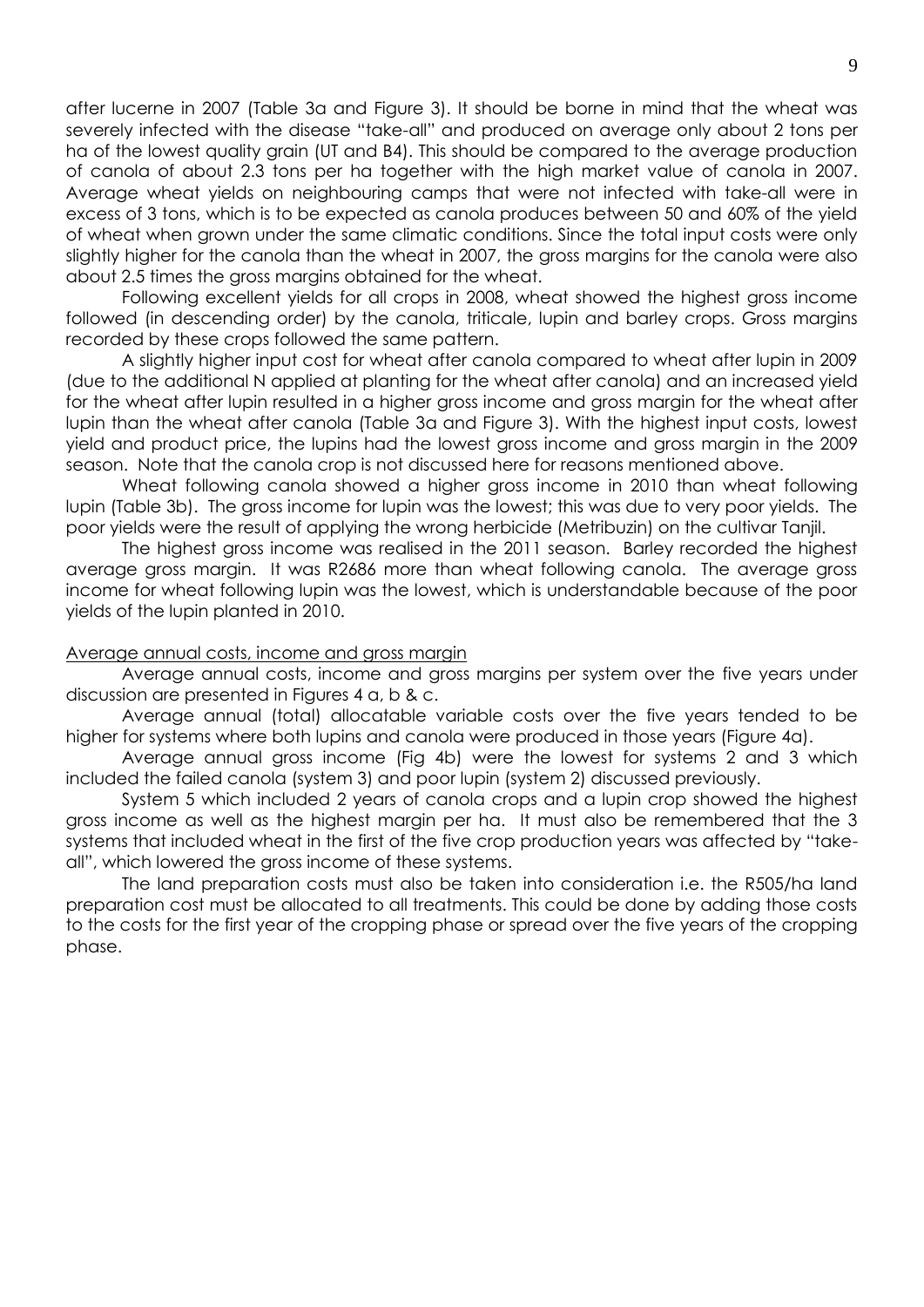after lucerne in 2007 (Table 3a and Figure 3). It should be borne in mind that the wheat was severely infected with the disease "take-all" and produced on average only about 2 tons per ha of the lowest quality grain (UT and B4). This should be compared to the average production of canola of about 2.3 tons per ha together with the high market value of canola in 2007. Average wheat yields on neighbouring camps that were not infected with take-all were in excess of 3 tons, which is to be expected as canola produces between 50 and 60% of the yield of wheat when grown under the same climatic conditions. Since the total input costs were only slightly higher for the canola than the wheat in 2007, the gross margins for the canola were also about 2.5 times the gross margins obtained for the wheat.

Following excellent yields for all crops in 2008, wheat showed the highest gross income followed (in descending order) by the canola, triticale, lupin and barley crops. Gross margins recorded by these crops followed the same pattern.

A slightly higher input cost for wheat after canola compared to wheat after lupin in 2009 (due to the additional N applied at planting for the wheat after canola) and an increased yield for the wheat after lupin resulted in a higher gross income and gross margin for the wheat after lupin than the wheat after canola (Table 3a and Figure 3). With the highest input costs, lowest yield and product price, the lupins had the lowest gross income and gross margin in the 2009 season. Note that the canola crop is not discussed here for reasons mentioned above.

Wheat following canola showed a higher gross income in 2010 than wheat following lupin (Table 3b). The gross income for lupin was the lowest; this was due to very poor yields. The poor yields were the result of applying the wrong herbicide (Metribuzin) on the cultivar Tanjil.

The highest gross income was realised in the 2011 season. Barley recorded the highest average gross margin. It was R2686 more than wheat following canola. The average gross income for wheat following lupin was the lowest, which is understandable because of the poor yields of the lupin planted in 2010.

<u>Average annual costs, income and gross margin</u>

Average annual costs, income and gross margins per system over the five years under discussion are presented in Figures 4 a, b & c.

Average annual (total) allocatable variable costs over the five years tended to be higher for systems where both lupins and canola were produced in those years (Figure 4a).

Average annual gross income (Fig 4b) were the lowest for systems 2 and 3 which included the failed canola (system 3) and poor lupin (system 2) discussed previously.

System 5 which included 2 years of canola crops and a lupin crop showed the highest gross income as well as the highest margin per ha. It must also be remembered that the 3 systems that included wheat in the first of the five crop production years was affected by "take-all", which lowered the gross income of these systems.

The land preparation costs must also be taken into consideration i.e. the R505/ha land preparation cost must be allocated to all treatments. This could be done by adding those costs to the costs for the first year of the cropping phase or spread over the five years of the cropping phase.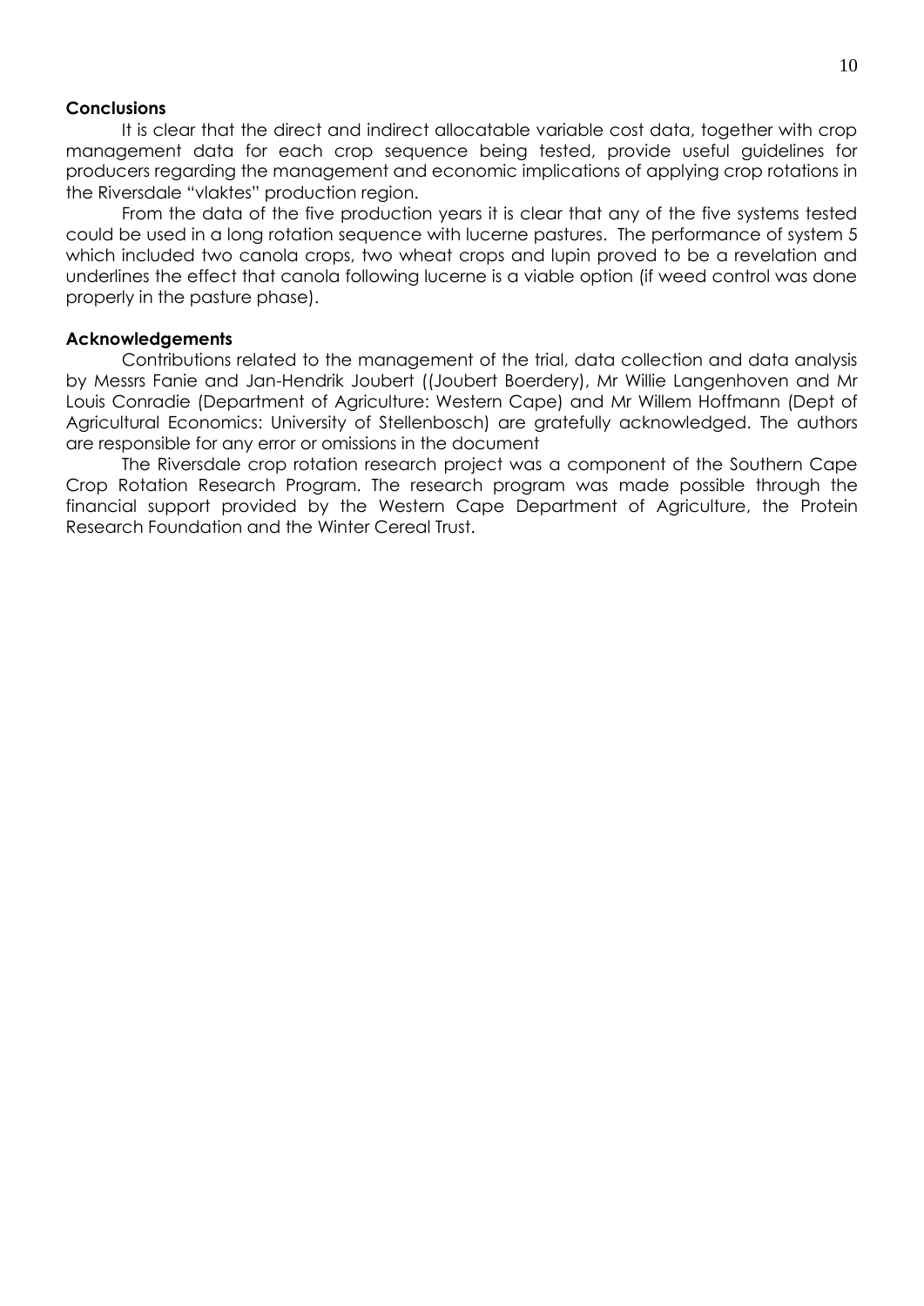**Conclusions**

It is clear that the direct and indirect allocatable variable cost data, together with crop management data for each crop sequence being tested, provide useful guidelines for producers regarding the management and economic implications of applying crop rotations in the Riversdale "vlaktes" production region.

From the data of the five production years it is clear that any of the five systems tested could be used in a long rotation sequence with lucerne pastures. The performance of system 5 which included two canola crops, two wheat crops and lupin proved to be a revelation and underlines the effect that canola following lucerne is a viable option (if weed control was done properly in the pasture phase).

**Acknowledgements**

Contributions related to the management of the trial, data collection and data analysis by Messrs Fanie and Jan-Hendrik Joubert ((Joubert Boerdery), Mr Willie Langenhoven and Mr Louis Conradie (Department of Agriculture: Western Cape) and Mr Willem Hoffmann (Dept of Agricultural Economics: University of Stellenbosch) are gratefully acknowledged. The authors are responsible for any error or omissions in the document

The Riversdale crop rotation research project was a component of the Southern Cape Crop Rotation Research Program. The research program was made possible through the financial support provided by the Western Cape Department of Agriculture, the Protein Research Foundation and the Winter Cereal Trust.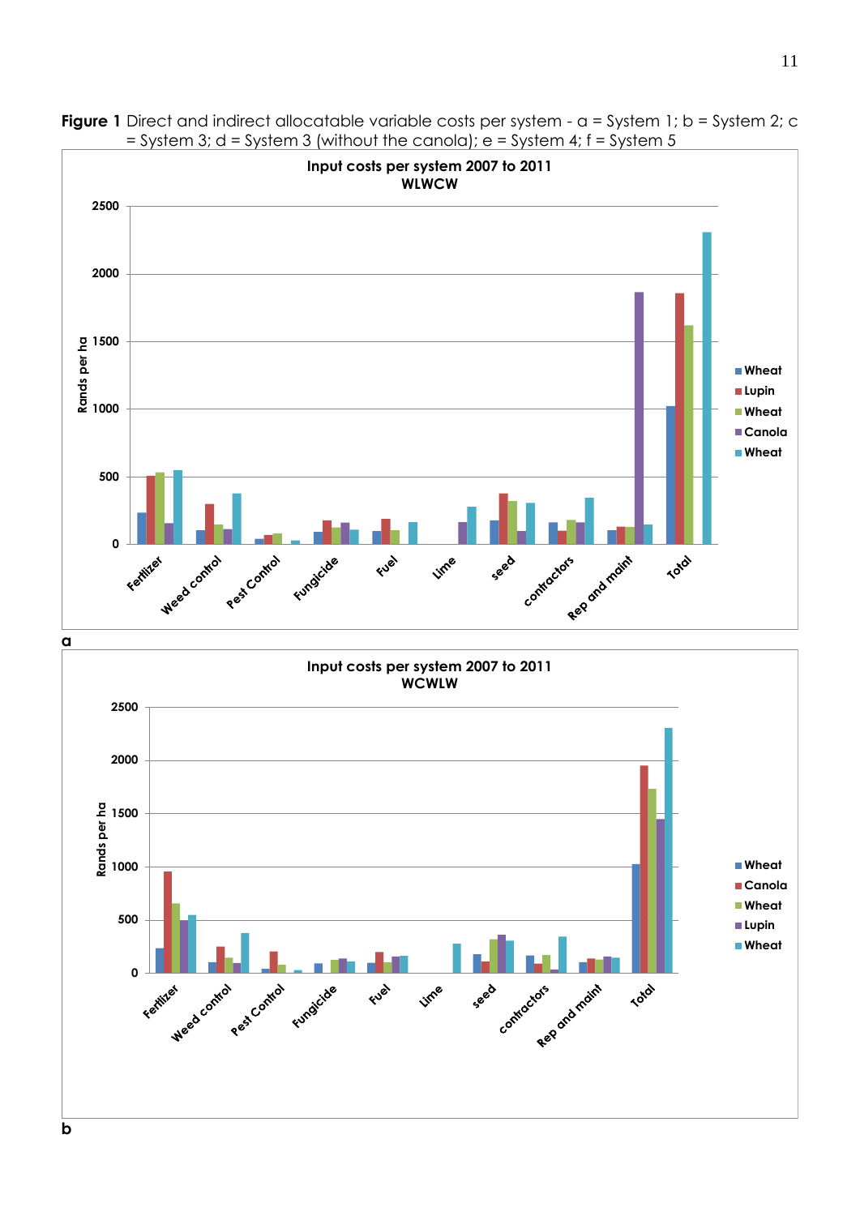**Figure 1** Direct and indirect allocatable variable costs per system - a = System 1; b = System 2; c = System 3; d = System 3 (without the canola); e = System 4; f = System 5

a

b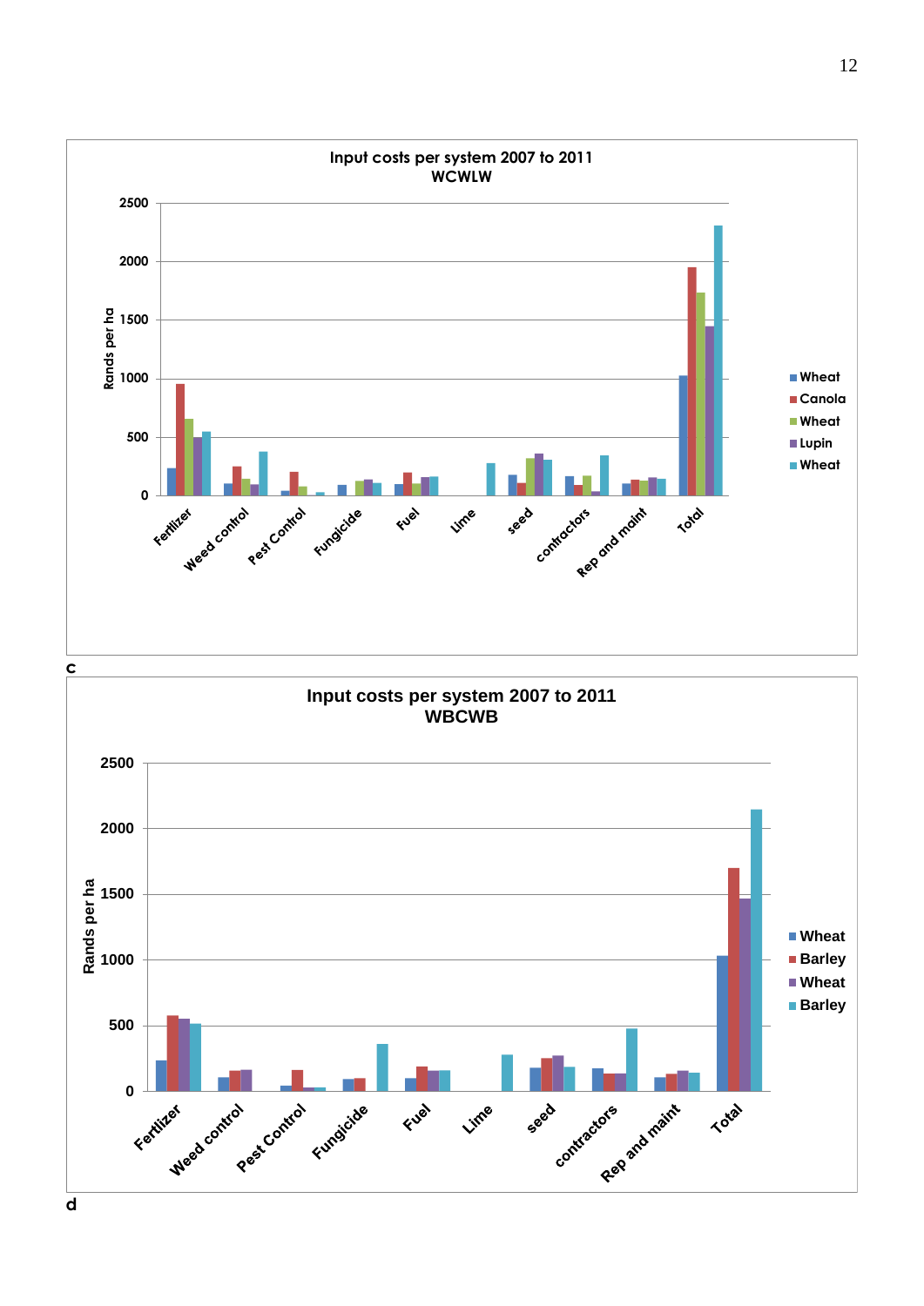**Input costs per system 2007 to 2011**
**WCWLW**

Rands per ha (0–2500); categories: Fertilizer, Weed control, Pest Control, Fungicide, Fuel, Lime, seed, contractors, Rep and maint, Total; series: Wheat, Canola, Wheat, Lupin, Wheat

c

**Input costs per system 2007 to 2011**
**WBCWB**

Rands per ha (0–2500); categories: Fertilizer, Weed control, Pest Control, Fungicide, Fuel, Lime, seed, contractors, Rep and maint, Total; series: Wheat, Barley, Wheat, Barley

d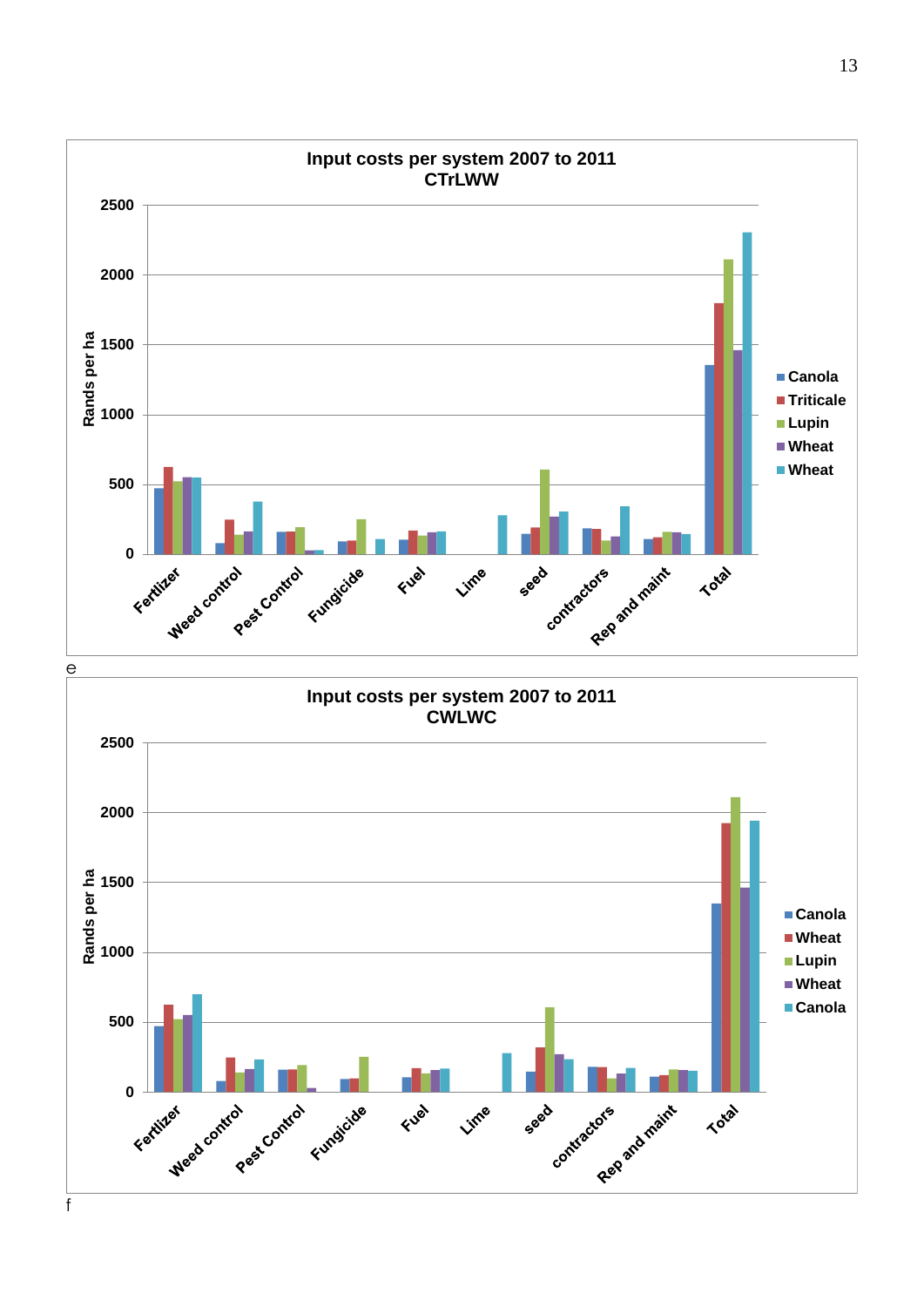**Input costs per system 2007 to 2011**
**CTrLWW**

Rands per ha

Legend: Canola, Triticale, Lupin, Wheat, Wheat

Categories: Fertlizer, Weed control, Pest Control, Fungicide, Fuel, Lime, seed, contractors, Rep and maint, Total

e

**Input costs per system 2007 to 2011**
**CWLWC**

Rands per ha

Legend: Canola, Wheat, Lupin, Wheat, Canola

Categories: Fertlizer, Weed control, Pest Control, Fungicide, Fuel, Lime, seed, contractors, Rep and maint, Total

f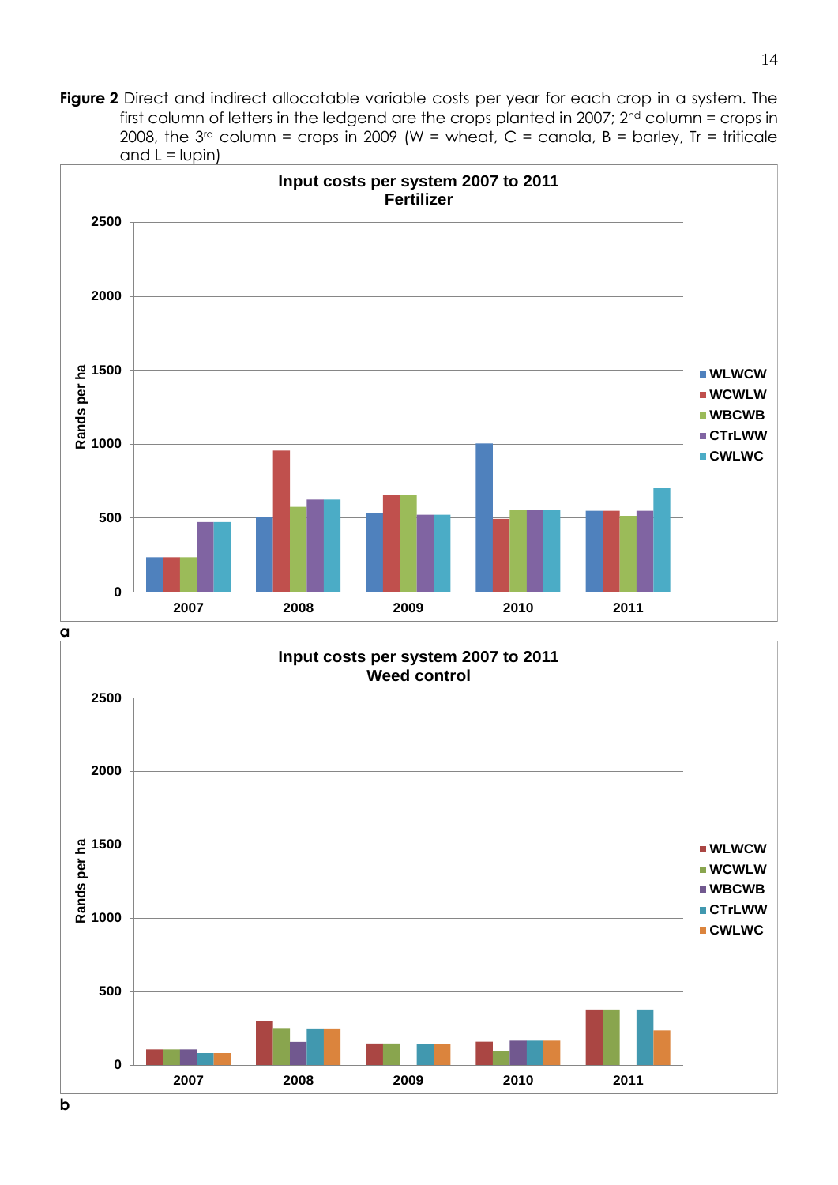**Figure 2** Direct and indirect allocatable variable costs per year for each crop in a system. The first column of letters in the ledgend are the crops planted in 2007; 2[nd] column = crops in 2008, the 3[rd] column = crops in 2009 (W = wheat, C = canola, B = barley, Tr = triticale and L = lupin)

**Input costs per system 2007 to 2011**
**Fertilizer**

Rands per ha

Legend: WLWCW, WCWLW, WBCWB, CTrLWW, CWLWC

Years: 2007, 2008, 2009, 2010, 2011

a

**Input costs per system 2007 to 2011**
**Weed control**

Rands per ha

Legend: WLWCW, WCWLW, WBCWB, CTrLWW, CWLWC

Years: 2007, 2008, 2009, 2010, 2011

b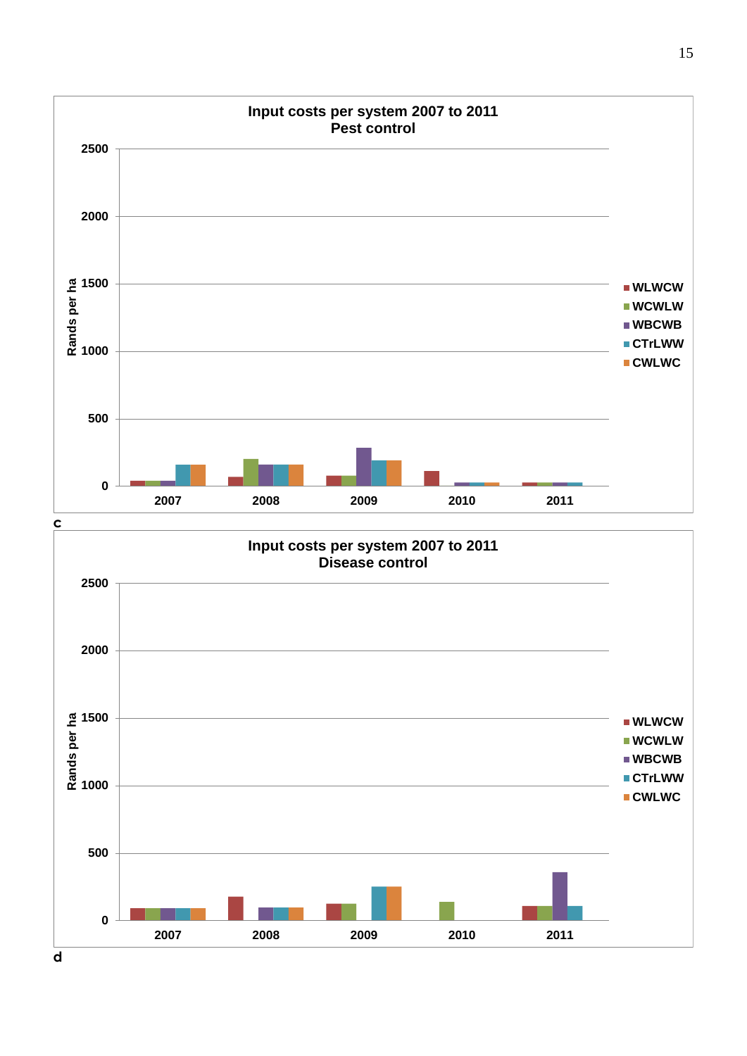**Input costs per system 2007 to 2011**
**Pest control**

c

**Input costs per system 2007 to 2011**
**Disease control**

d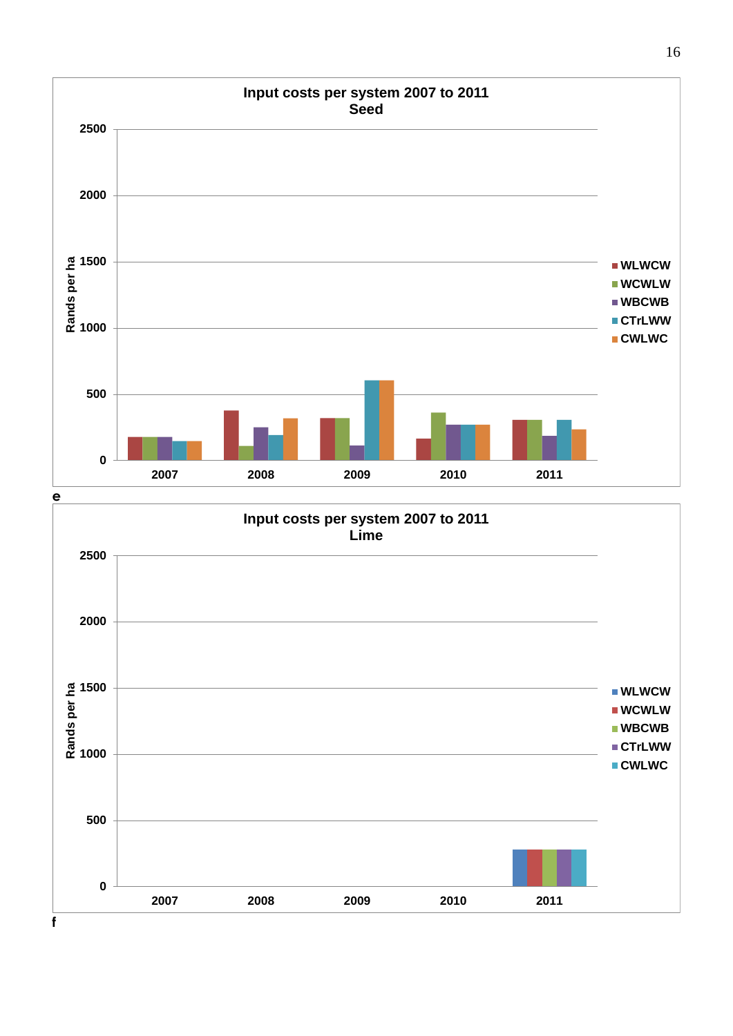**Input costs per system 2007 to 2011**
**Seed**

Rands per ha: 0, 500, 1000, 1500, 2000, 2500

2007, 2008, 2009, 2010, 2011

WLWCW, WCWLW, WBCWB, CTrLWW, CWLWC

e

**Input costs per system 2007 to 2011**
**Lime**

Rands per ha: 0, 500, 1000, 1500, 2000, 2500

2007, 2008, 2009, 2010, 2011

WLWCW, WCWLW, WBCWB, CTrLWW, CWLWC

f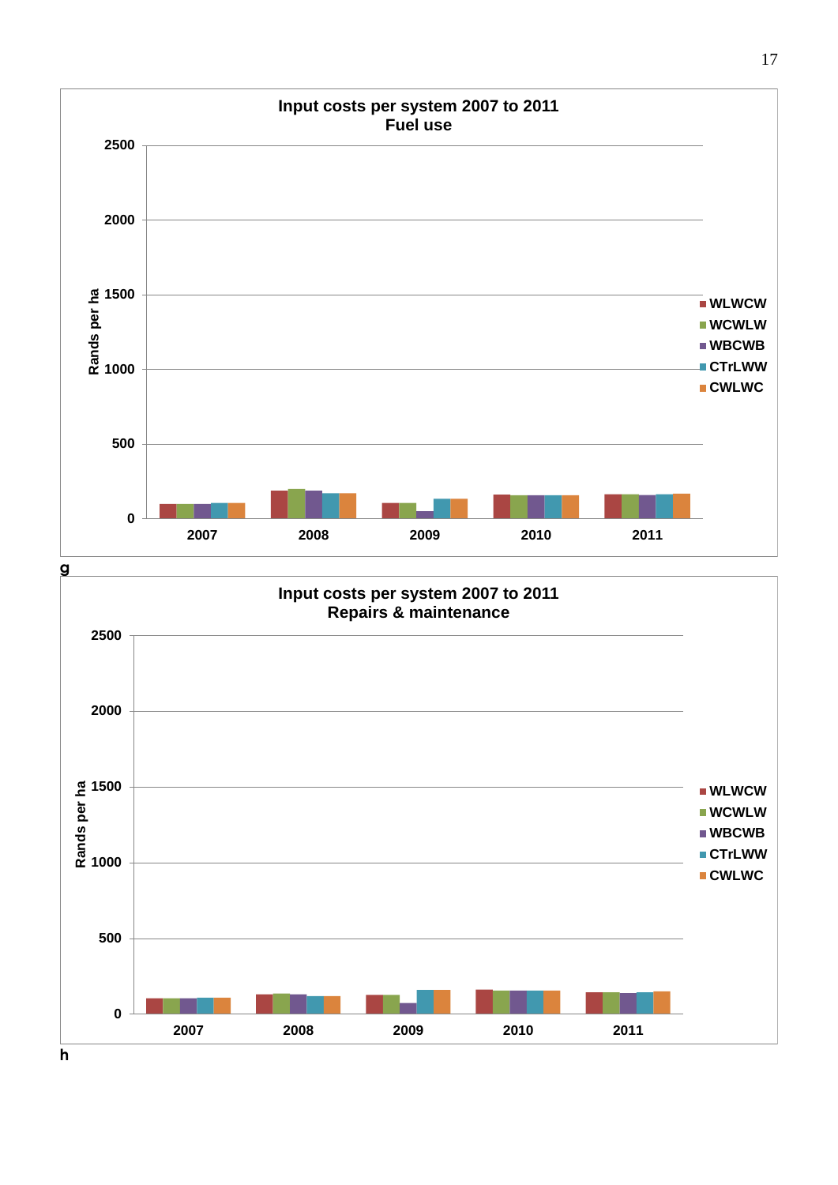**Input costs per system 2007 to 2011**
**Fuel use**

Rands per ha (0–2500); years 2007, 2008, 2009, 2010, 2011; systems: WLWCW, WCWLW, WBCWB, CTrLWW, CWLWC

g

**Input costs per system 2007 to 2011**
**Repairs & maintenance**

Rands per ha (0–2500); years 2007, 2008, 2009, 2010, 2011; systems: WLWCW, WCWLW, WBCWB, CTrLWW, CWLWC

h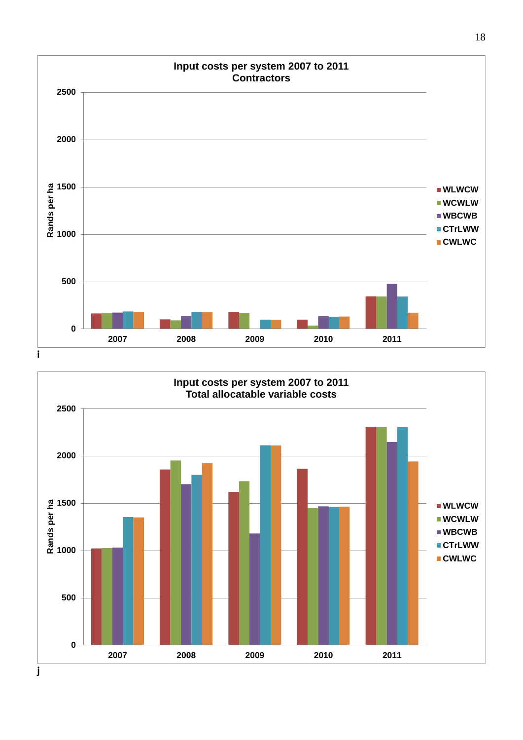i

j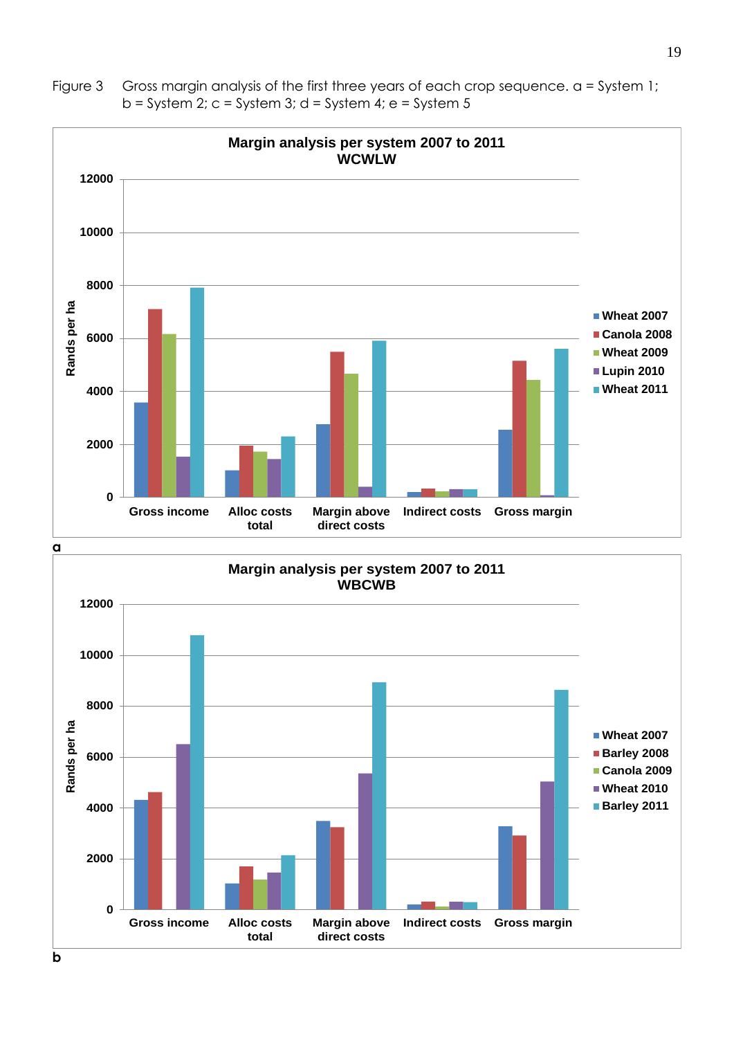Figure 3 Gross margin analysis of the first three years of each crop sequence. a = System 1; b = System 2; c = System 3; d = System 4; e = System 5

**Margin analysis per system 2007 to 2011**
**WCWLW**

a

**Margin analysis per system 2007 to 2011**
**WBCWB**

b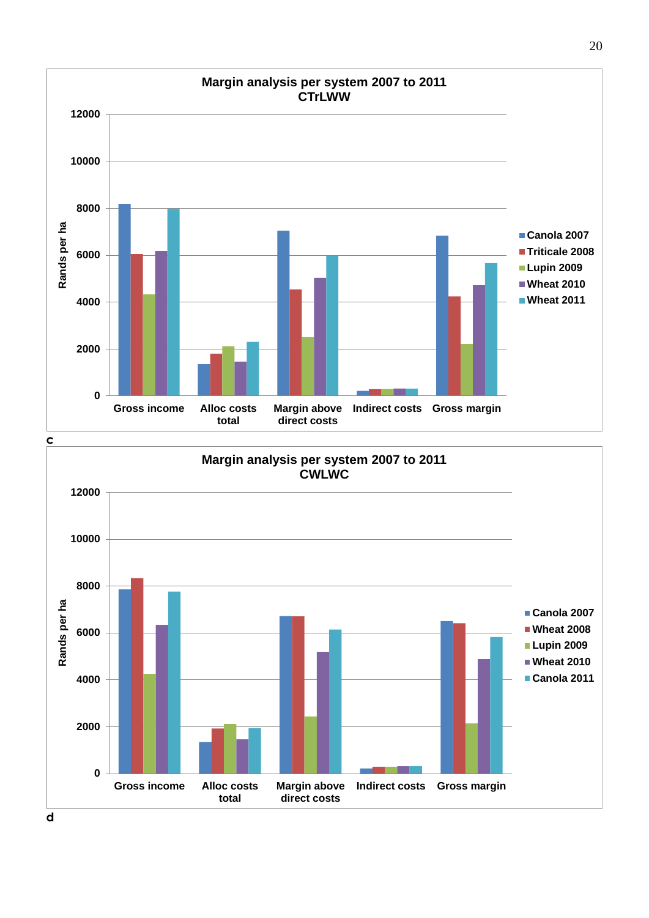**Margin analysis per system 2007 to 2011**
**CTrLWW**

Rands per ha (0–12000)

Categories: Gross income, Alloc costs total, Margin above direct costs, Indirect costs, Gross margin

Legend: Canola 2007, Triticale 2008, Lupin 2009, Wheat 2010, Wheat 2011

c

**Margin analysis per system 2007 to 2011**
**CWLWC**

Rands per ha (0–12000)

Categories: Gross income, Alloc costs total, Margin above direct costs, Indirect costs, Gross margin

Legend: Canola 2007, Wheat 2008, Lupin 2009, Wheat 2010, Canola 2011

d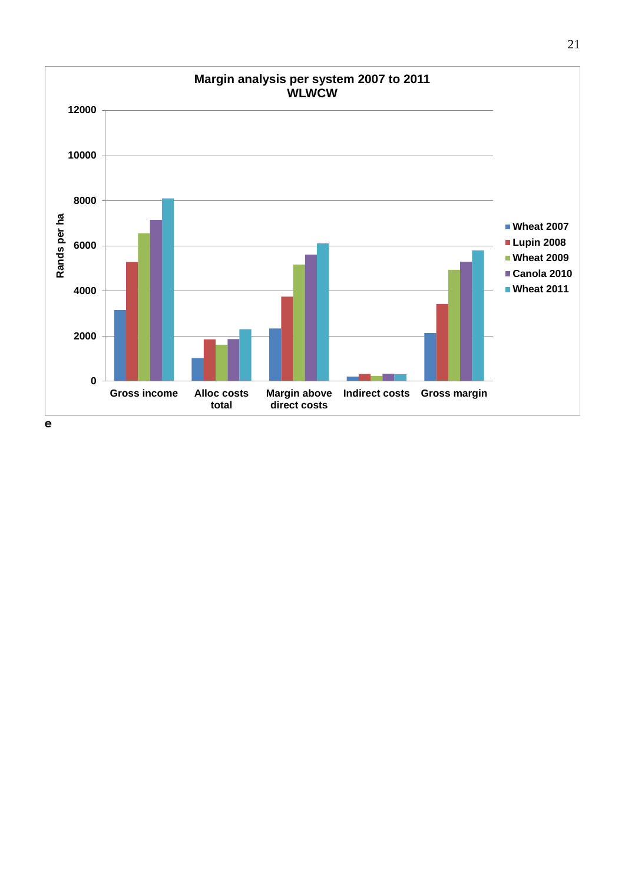**Margin analysis per system 2007 to 2011**
**WLWCW**

Rands per ha

12000
10000
8000
6000
4000
2000
0

Gross income | Alloc costs total | Margin above direct costs | Indirect costs | Gross margin

- Wheat 2007
- Lupin 2008
- Wheat 2009
- Canola 2010
- Wheat 2011

e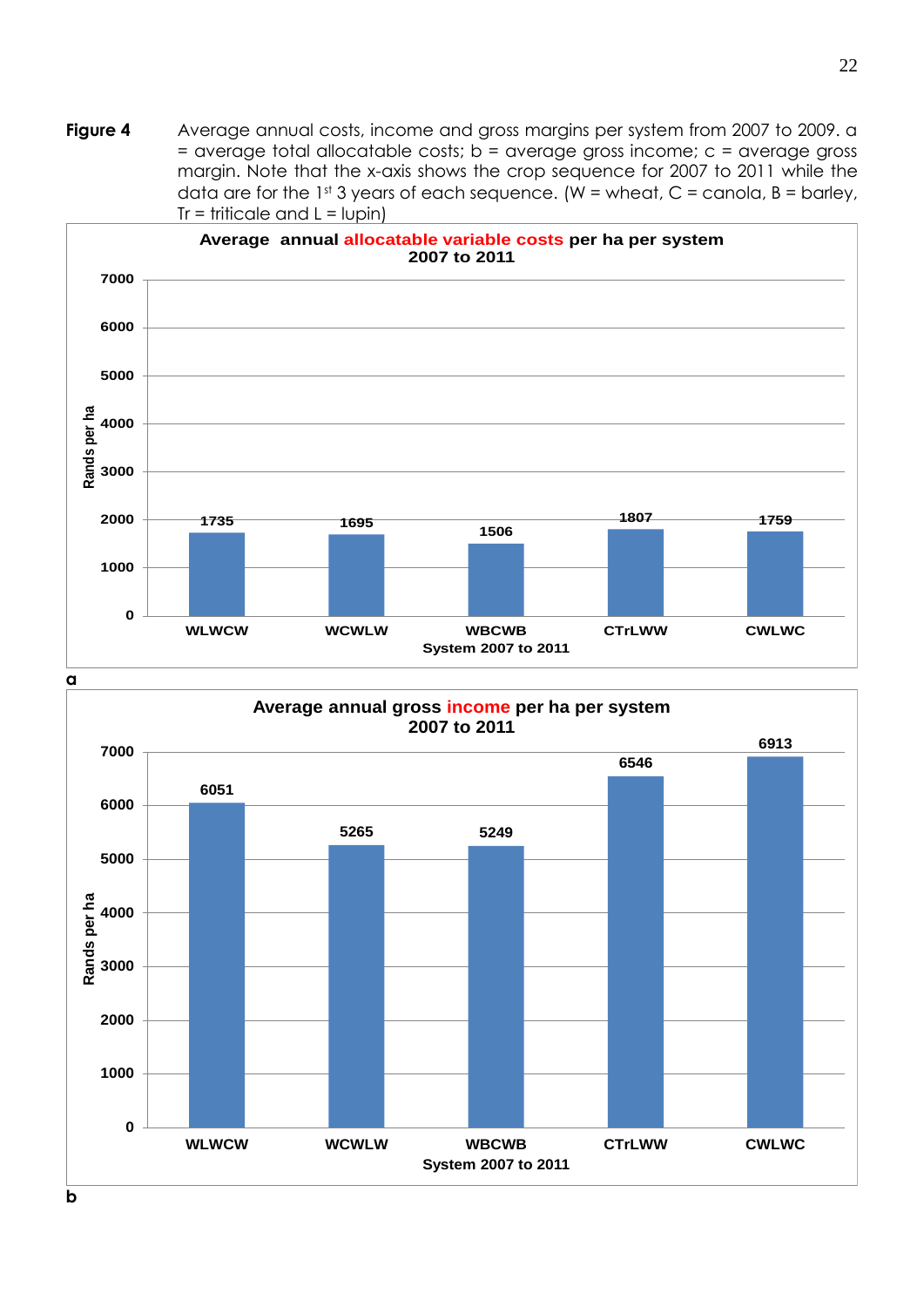**Figure 4** Average annual costs, income and gross margins per system from 2007 to 2009. a = average total allocatable costs; b = average gross income; c = average gross margin. Note that the x-axis shows the crop sequence for 2007 to 2011 while the data are for the 1st 3 years of each sequence. (W = wheat, C = canola, B = barley, Tr = triticale and L = lupin)

**Average annual allocatable variable costs per ha per system 2007 to 2011**

| System 2007 to 2011 | Rands per ha |
|---|---|
| WLWCW | 1735 |
| WCWLW | 1695 |
| WBCWB | 1506 |
| CTrLWW | 1807 |
| CWLWC | 1759 |

a

**Average annual gross income per ha per system 2007 to 2011**

| System 2007 to 2011 | Rands per ha |
|---|---|
| WLWCW | 6051 |
| WCWLW | 5265 |
| WBCWB | 5249 |
| CTrLWW | 6546 |
| CWLWC | 6913 |

b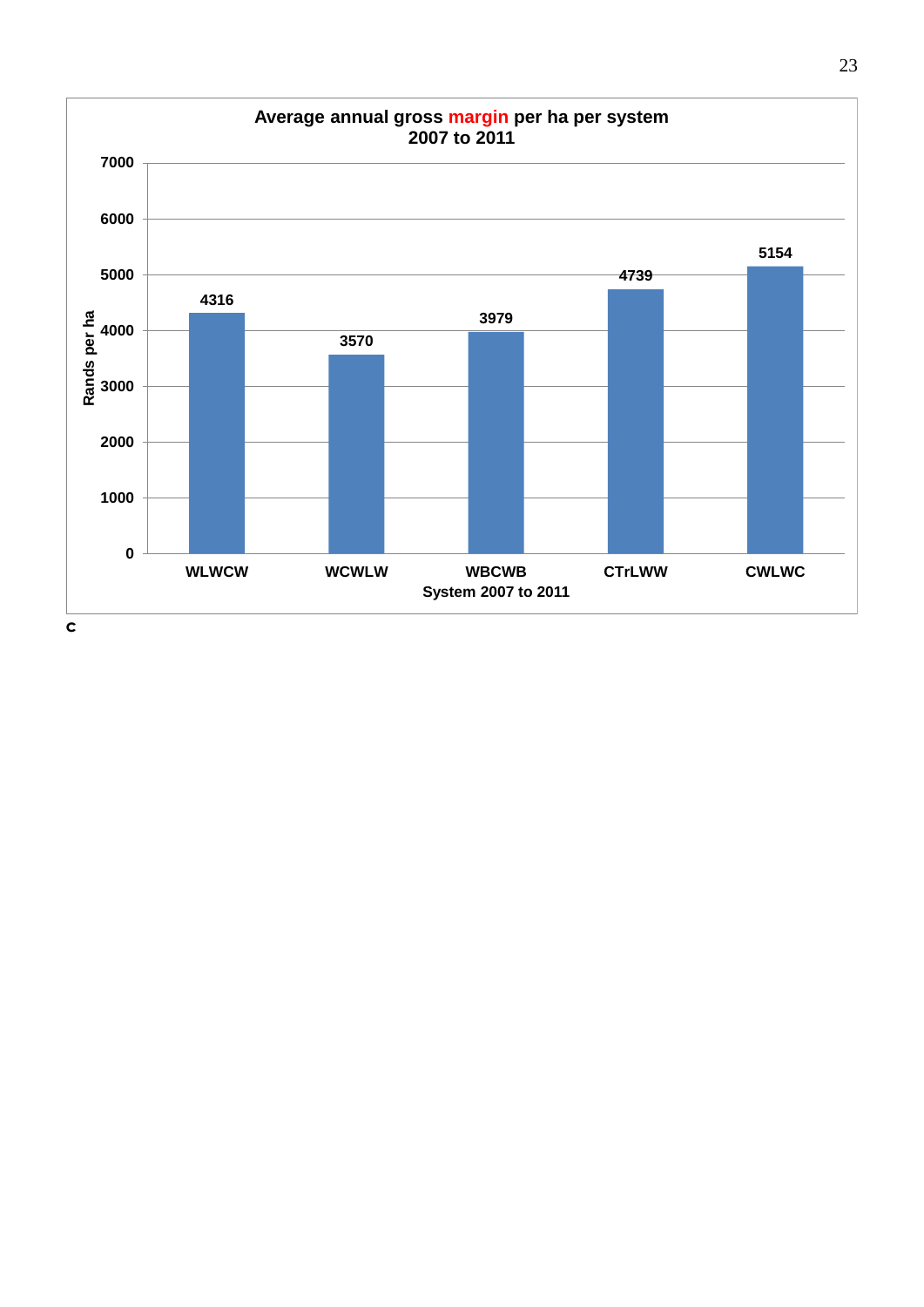**Average annual gross margin per ha per system 2007 to 2011**

| System 2007 to 2011 | Rands per ha |
| --- | --- |
| WLWCW | 4316 |
| WCWLW | 3570 |
| WBCWB | 3979 |
| CTrLWW | 4739 |
| CWLWC | 5154 |

C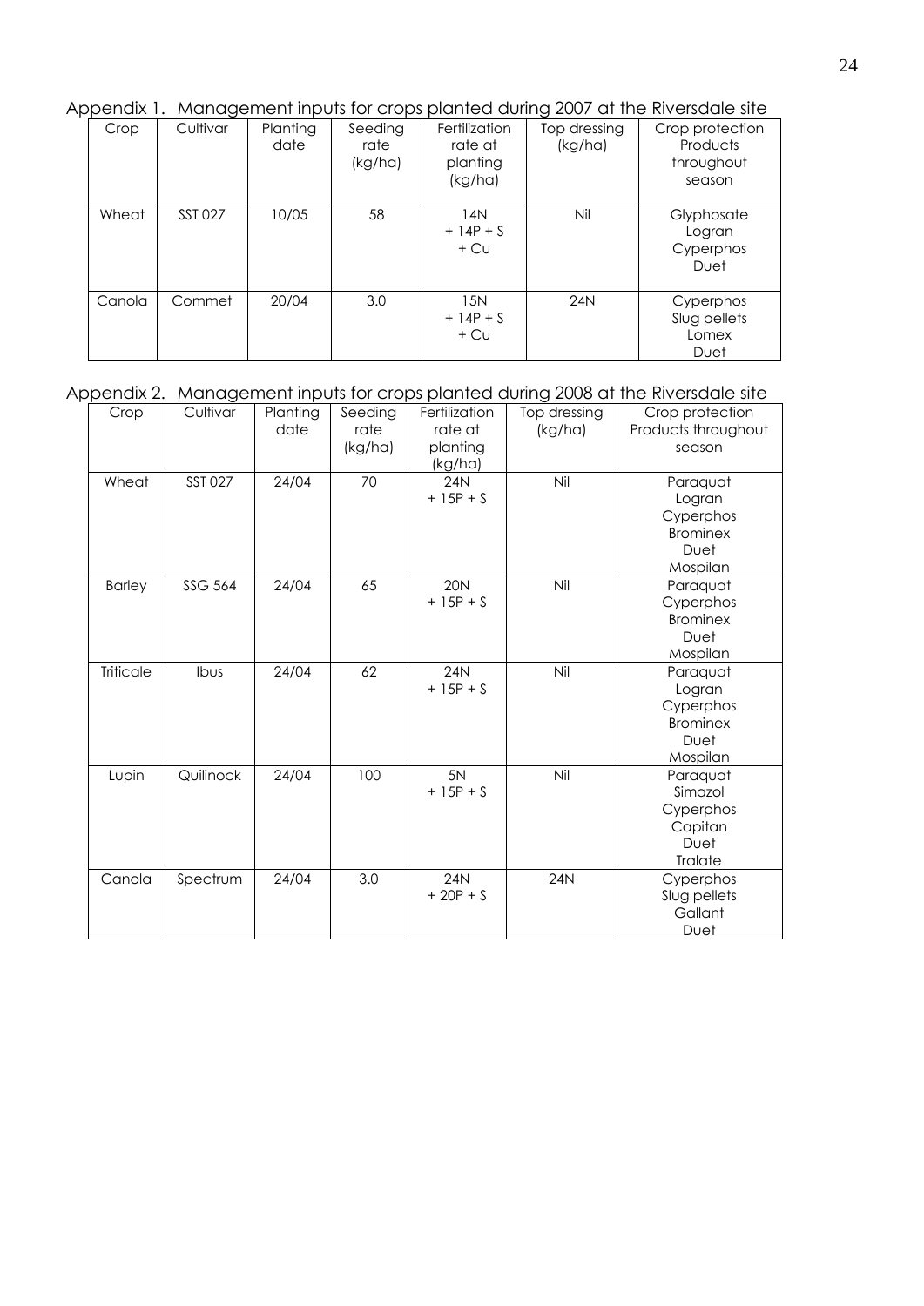Appendix 1. Management inputs for crops planted during 2007 at the Riversdale site

| Crop | Cultivar | Planting date | Seeding rate (kg/ha) | Fertilization rate at planting (kg/ha) | Top dressing (kg/ha) | Crop protection Products throughout season |
|---|---|---|---|---|---|---|
| Wheat | SST 027 | 10/05 | 58 | 14N + 14P + S + Cu | Nil | Glyphosate Logran Cyperphos Duet |
| Canola | Commet | 20/04 | 3.0 | 15N + 14P + S + Cu | 24N | Cyperphos Slug pellets Lomex Duet |

Appendix 2. Management inputs for crops planted during 2008 at the Riversdale site

| Crop | Cultivar | Planting date | Seeding rate (kg/ha) | Fertilization rate at planting (kg/ha) | Top dressing (kg/ha) | Crop protection Products throughout season |
|---|---|---|---|---|---|---|
| Wheat | SST 027 | 24/04 | 70 | 24N + 15P + S | Nil | Paraquat Logran Cyperphos Brominex Duet Mospilan |
| Barley | SSG 564 | 24/04 | 65 | 20N + 15P + S | Nil | Paraquat Cyperphos Brominex Duet Mospilan |
| Triticale | Ibus | 24/04 | 62 | 24N + 15P + S | Nil | Paraquat Logran Cyperphos Brominex Duet Mospilan |
| Lupin | Quilinock | 24/04 | 100 | 5N + 15P + S | Nil | Paraquat Simazol Cyperphos Capitan Duet Tralate |
| Canola | Spectrum | 24/04 | 3.0 | 24N + 20P + S | 24N | Cyperphos Slug pellets Gallant Duet |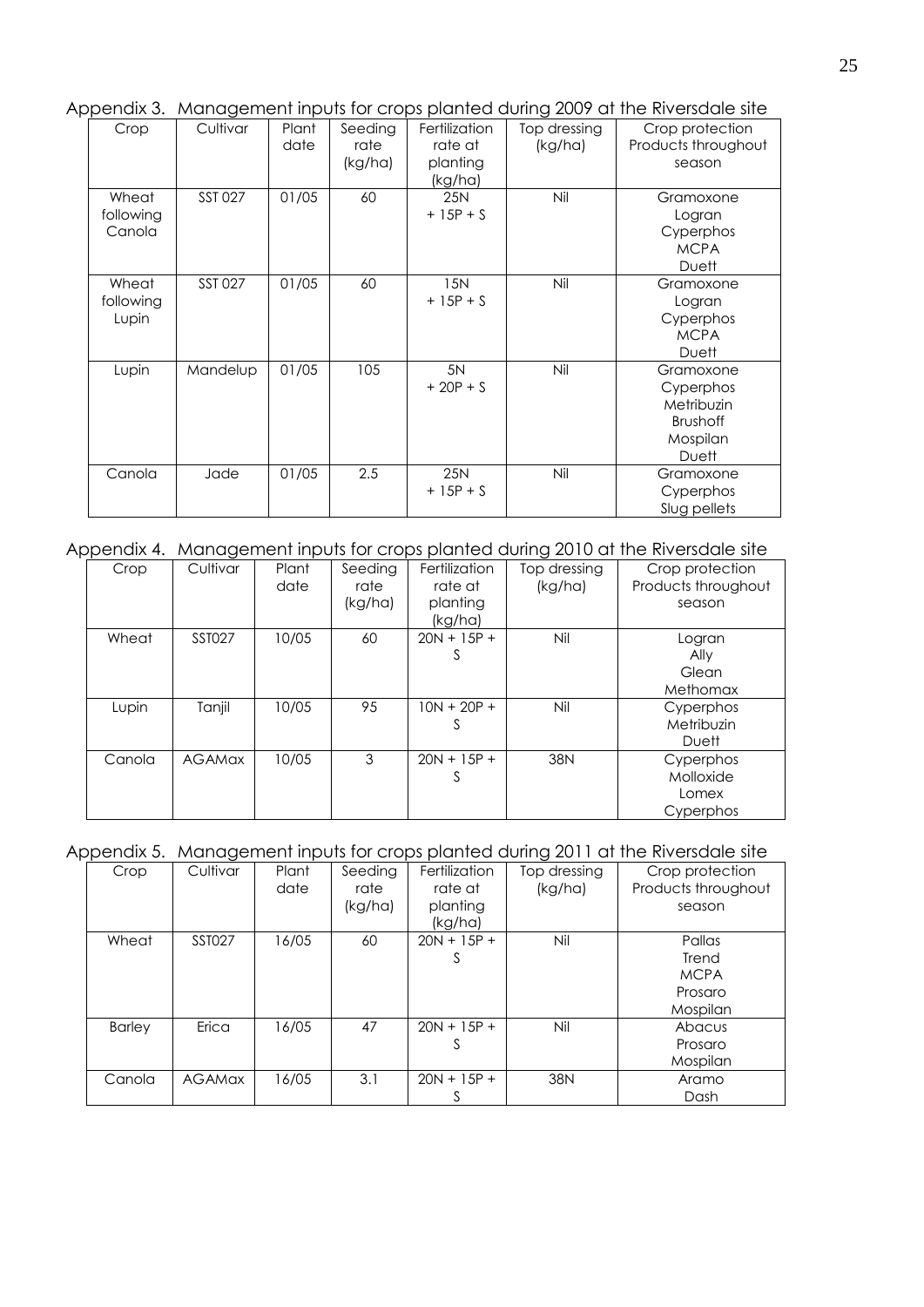Appendix 3. Management inputs for crops planted during 2009 at the Riversdale site

| Crop | Cultivar | Plant date | Seeding rate (kg/ha) | Fertilization rate at planting (kg/ha) | Top dressing (kg/ha) | Crop protection Products throughout season |
|---|---|---|---|---|---|---|
| Wheat following Canola | SST 027 | 01/05 | 60 | 25N + 15P + S | Nil | Gramoxone<br>Logran<br>Cyperphos<br>MCPA<br>Duett |
| Wheat following Lupin | SST 027 | 01/05 | 60 | 15N + 15P + S | Nil | Gramoxone<br>Logran<br>Cyperphos<br>MCPA<br>Duett |
| Lupin | Mandelup | 01/05 | 105 | 5N + 20P + S | Nil | Gramoxone<br>Cyperphos<br>Metribuzin<br>Brushoff<br>Mospilan<br>Duett |
| Canola | Jade | 01/05 | 2.5 | 25N + 15P + S | Nil | Gramoxone<br>Cyperphos<br>Slug pellets |

Appendix 4. Management inputs for crops planted during 2010 at the Riversdale site

| Crop | Cultivar | Plant date | Seeding rate (kg/ha) | Fertilization rate at planting (kg/ha) | Top dressing (kg/ha) | Crop protection Products throughout season |
|---|---|---|---|---|---|---|
| Wheat | SST027 | 10/05 | 60 | 20N + 15P + S | Nil | Logran<br>Ally<br>Glean<br>Methomax |
| Lupin | Tanjil | 10/05 | 95 | 10N + 20P + S | Nil | Cyperphos<br>Metribuzin<br>Duett |
| Canola | AGAMax | 10/05 | 3 | 20N + 15P + S | 38N | Cyperphos<br>Molloxide<br>Lomex<br>Cyperphos |

Appendix 5. Management inputs for crops planted during 2011 at the Riversdale site

| Crop | Cultivar | Plant date | Seeding rate (kg/ha) | Fertilization rate at planting (kg/ha) | Top dressing (kg/ha) | Crop protection Products throughout season |
|---|---|---|---|---|---|---|
| Wheat | SST027 | 16/05 | 60 | 20N + 15P + S | Nil | Pallas<br>Trend<br>MCPA<br>Prosaro<br>Mospilan |
| Barley | Erica | 16/05 | 47 | 20N + 15P + S | Nil | Abacus<br>Prosaro<br>Mospilan |
| Canola | AGAMax | 16/05 | 3.1 | 20N + 15P + S | 38N | Aramo<br>Dash |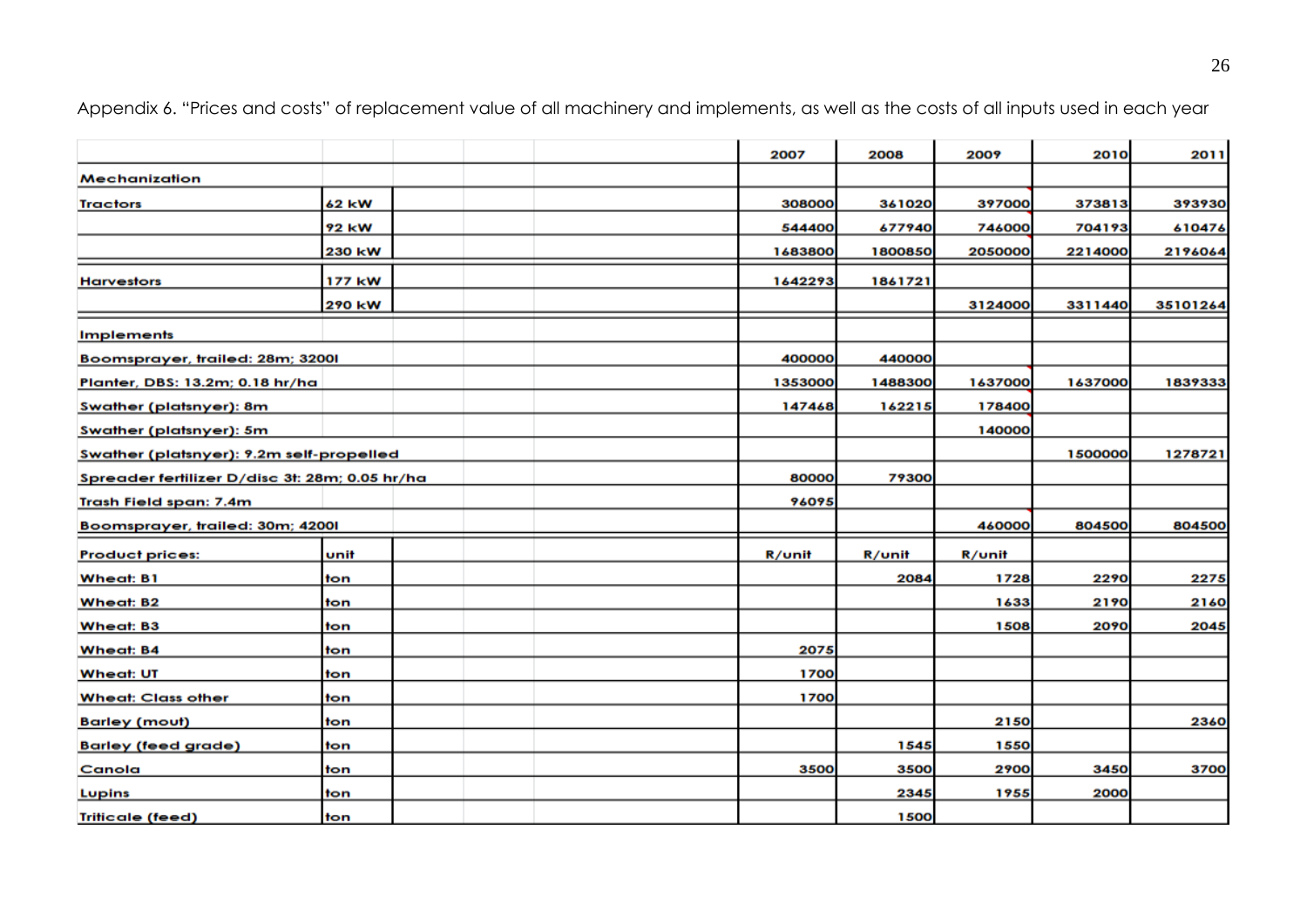Appendix 6. "Prices and costs" of replacement value of all machinery and implements, as well as the costs of all inputs used in each year

| | | 2007 | 2008 | 2009 | 2010 | 2011 |
|---|---|---|---|---|---|---|
| **Mechanization** | | | | | | |
| **Tractors** | 62 kW | 308000 | 361020 | 397000 | 373813 | 393930 |
| | 92 kW | 544400 | 677940 | 746000 | 704193 | 610476 |
| | 230 kW | 1683800 | 1800850 | 2050000 | 2214000 | 2196064 |
| **Harvestors** | 177 kW | 1642293 | 1861721 | | | |
| | 290 kW | | | 3124000 | 3311440 | 35101264 |
| **Implements** | | | | | | |
| Boomsprayer, trailed: 28m; 3200l | | 400000 | 440000 | | | |
| Planter, DBS: 13.2m; 0.18 hr/ha | | 1353000 | 1488300 | 1637000 | 1637000 | 1839333 |
| Swather (platsnyer): 8m | | 147468 | 162215 | 178400 | | |
| Swather (platsnyer): 5m | | | | 140000 | | |
| Swather (platsnyer): 9.2m self-propelled | | | | | 1500000 | 1278721 |
| Spreader fertilizer D/disc 3t: 28m; 0.05 hr/ha | | 80000 | 79300 | | | |
| Trash Field span: 7.4m | | 96095 | | | | |
| Boomsprayer, trailed: 30m; 4200l | | | | 460000 | 804500 | 804500 |
| **Product prices:** | unit | R/unit | R/unit | R/unit | | |
| Wheat: B1 | ton | | 2084 | 1728 | 2290 | 2275 |
| Wheat: B2 | ton | | | 1633 | 2190 | 2160 |
| Wheat: B3 | ton | | | 1508 | 2090 | 2045 |
| Wheat: B4 | ton | 2075 | | | | |
| Wheat: UT | ton | 1700 | | | | |
| Wheat: Class other | ton | 1700 | | | | |
| Barley (mout) | ton | | | 2150 | | 2360 |
| Barley (feed grade) | ton | | 1545 | 1550 | | |
| Canola | ton | 3500 | 3500 | 2900 | 3450 | 3700 |
| Lupins | ton | | 2345 | 1955 | 2000 | |
| Triticale (feed) | ton | | 1500 | | | |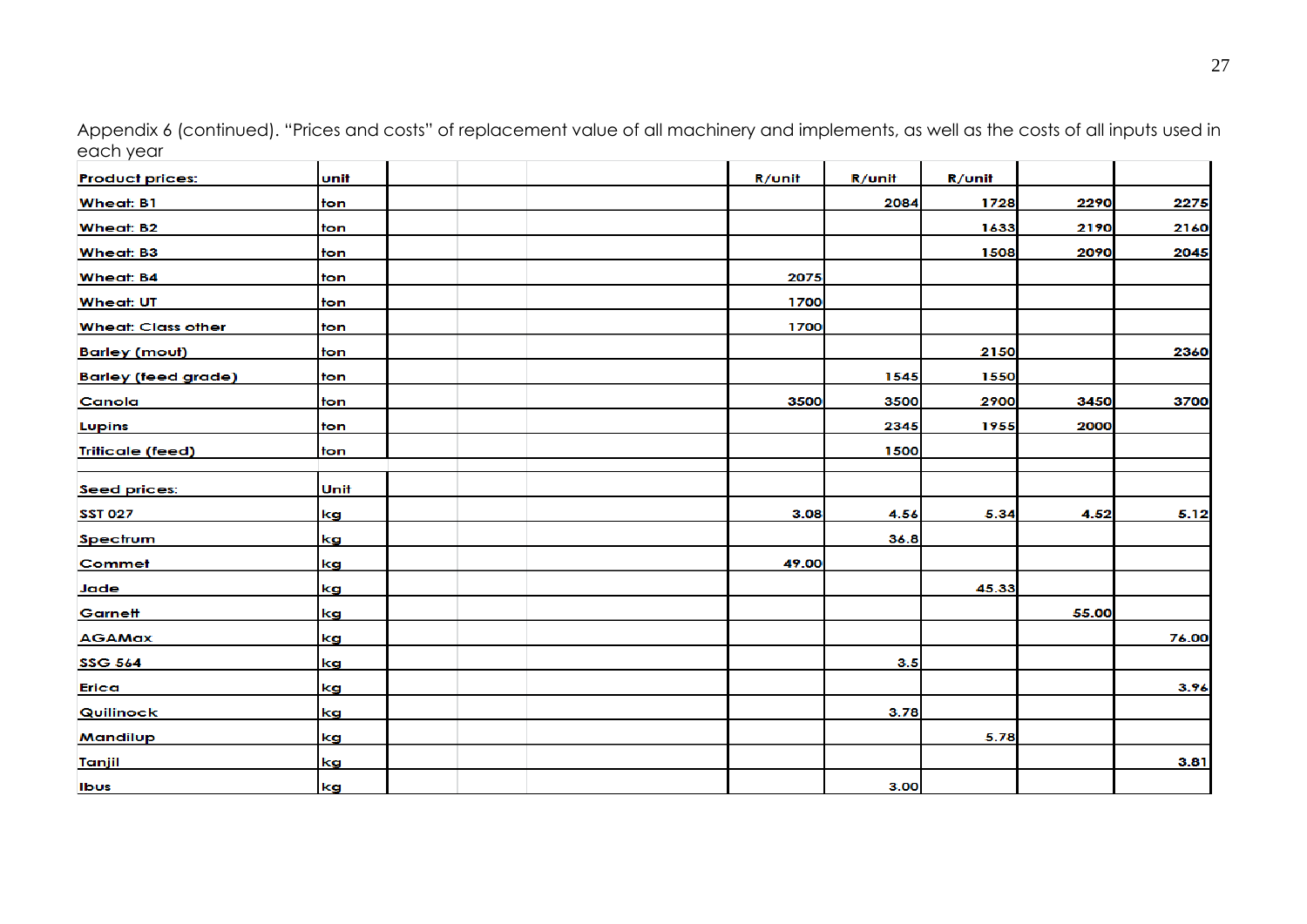Appendix 6 (continued). "Prices and costs" of replacement value of all machinery and implements, as well as the costs of all inputs used in each year

| Product prices: | unit | | | | R/unit | R/unit | R/unit | | |
|---|---|---|---|---|---|---|---|---|---|
| Wheat: B1 | ton | | | | | 2084 | 1728 | 2290 | 2275 |
| Wheat: B2 | ton | | | | | | 1633 | 2190 | 2160 |
| Wheat: B3 | ton | | | | | | 1508 | 2090 | 2045 |
| Wheat: B4 | ton | | | | 2075 | | | | |
| Wheat: UT | ton | | | | 1700 | | | | |
| Wheat: Class other | ton | | | | 1700 | | | | |
| Barley (mout) | ton | | | | | | 2150 | | 2360 |
| Barley (feed grade) | ton | | | | | 1545 | 1550 | | |
| Canola | ton | | | | 3500 | 3500 | 2900 | 3450 | 3700 |
| Lupins | ton | | | | | 2345 | 1955 | 2000 | |
| Triticale (feed) | ton | | | | | 1500 | | | |
| | | | | | | | | | |
| Seed prices: | Unit | | | | | | | | |
| SST 027 | kg | | | | 3.08 | 4.56 | 5.34 | 4.52 | 5.12 |
| Spectrum | kg | | | | | 36.8 | | | |
| Commet | kg | | | | 49.00 | | | | |
| Jade | kg | | | | | | 45.33 | | |
| Garnett | kg | | | | | | | 55.00 | |
| AGAMax | kg | | | | | | | | 76.00 |
| SSG 564 | kg | | | | | 3.5 | | | |
| Erica | kg | | | | | | | | 3.96 |
| Quilinock | kg | | | | | 3.78 | | | |
| Mandilup | kg | | | | | | 5.78 | | |
| Tanjil | kg | | | | | | | | 3.81 |
| Ibus | kg | | | | | 3.00 | | | |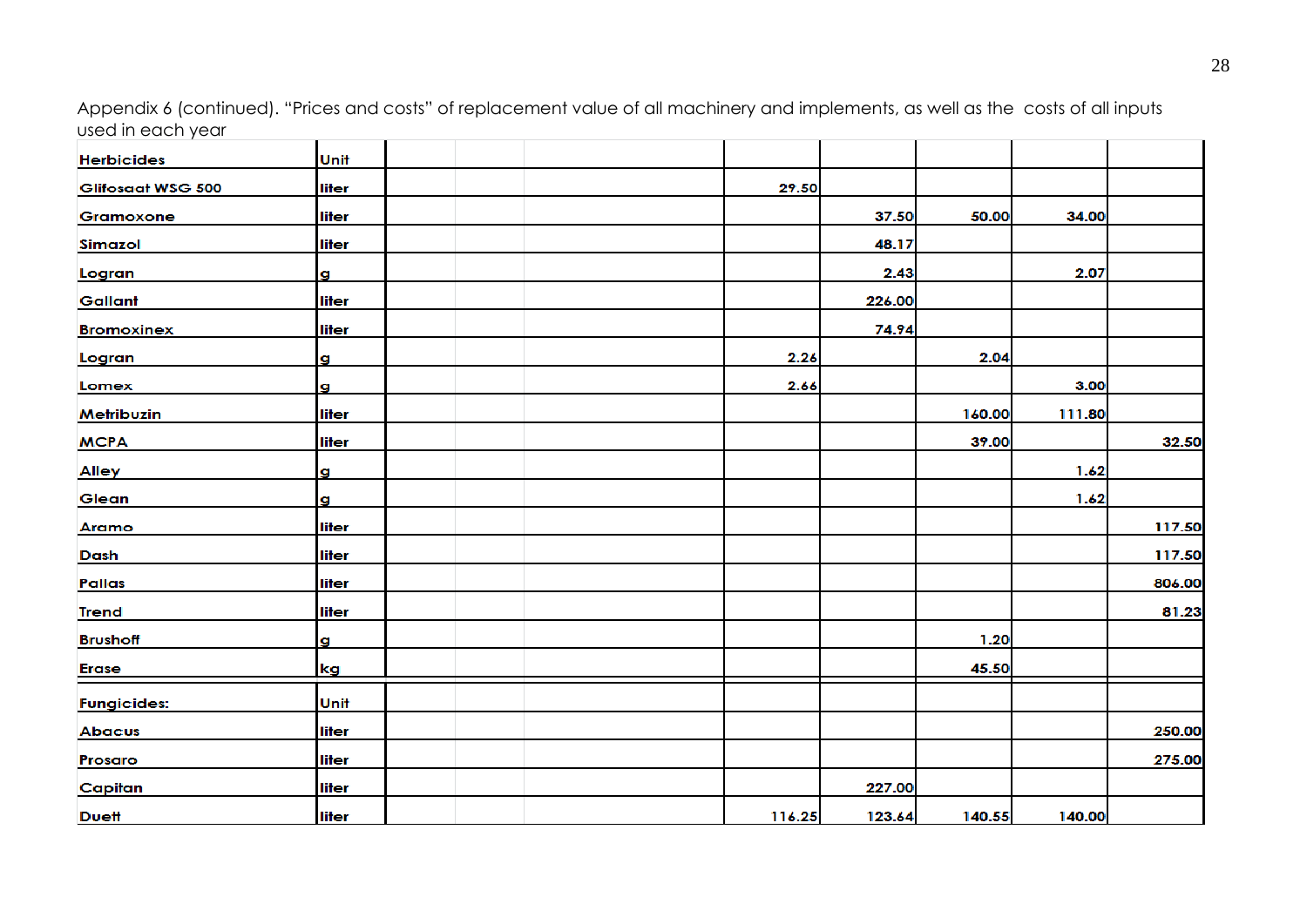Appendix 6 (continued). "Prices and costs" of replacement value of all machinery and implements, as well as the costs of all inputs used in each year

| Herbicides | Unit | | | | | | | | |
|---|---|---|---|---|---|---|---|---|---|
| Glifosaat WSG 500 | liter | | | | 29.50 | | | | |
| Gramoxone | liter | | | | | 37.50 | 50.00 | 34.00 | |
| Simazol | liter | | | | | 48.17 | | | |
| Logran | g | | | | | 2.43 | | 2.07 | |
| Gallant | liter | | | | | 226.00 | | | |
| Bromoxinex | liter | | | | | 74.94 | | | |
| Logran | g | | | | 2.26 | | 2.04 | | |
| Lomex | g | | | | 2.66 | | | 3.00 | |
| Metribuzin | liter | | | | | | 160.00 | 111.80 | |
| MCPA | liter | | | | | | 39.00 | | 32.50 |
| Alley | g | | | | | | | 1.62 | |
| Glean | g | | | | | | | 1.62 | |
| Aramo | liter | | | | | | | | 117.50 |
| Dash | liter | | | | | | | | 117.50 |
| Pallas | liter | | | | | | | | 806.00 |
| Trend | liter | | | | | | | | 81.23 |
| Brushoff | g | | | | | | 1.20 | | |
| Erase | kg | | | | | | 45.50 | | |
| **Fungicides:** | Unit | | | | | | | | |
| Abacus | liter | | | | | | | | 250.00 |
| Prosaro | liter | | | | | | | | 275.00 |
| Capitan | liter | | | | | 227.00 | | | |
| Duett | liter | | | | 116.25 | 123.64 | 140.55 | 140.00 | |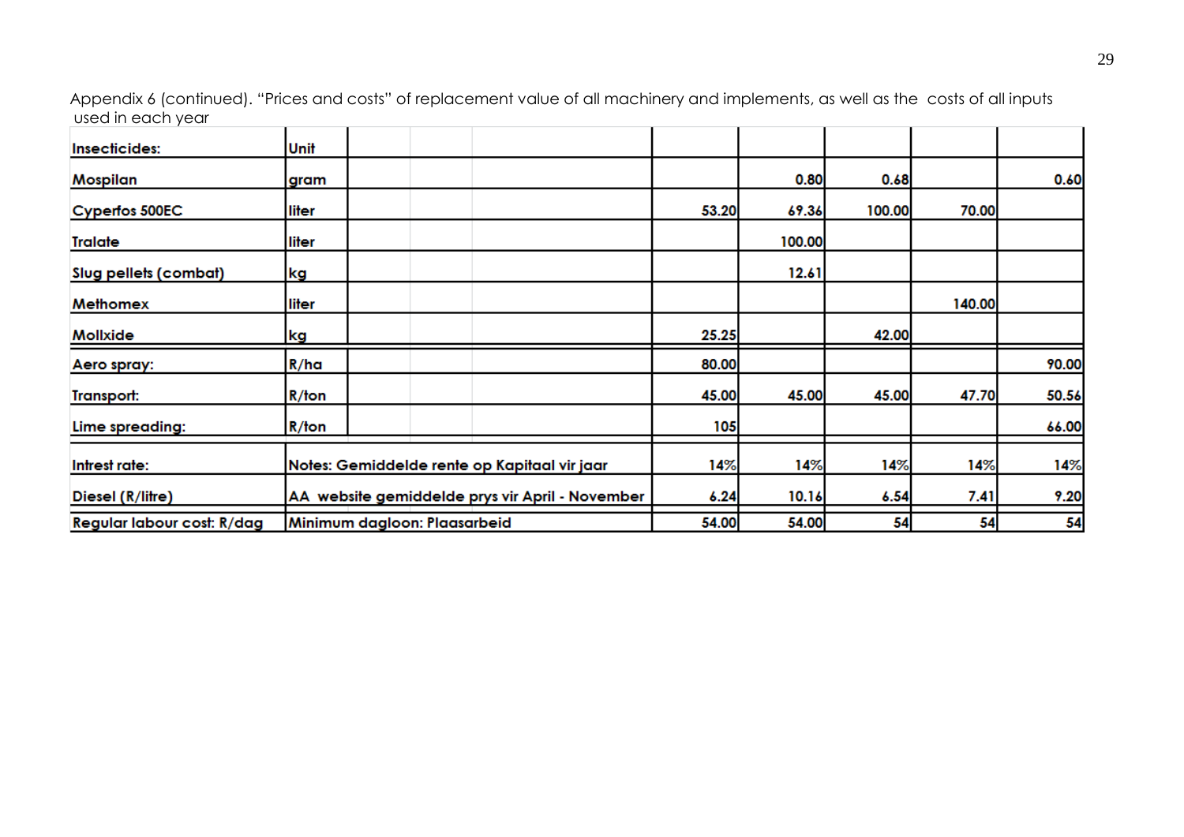Appendix 6 (continued). "Prices and costs" of replacement value of all machinery and implements, as well as the costs of all inputs used in each year

| Insecticides: | Unit | | | | | | |
|---|---|---|---|---|---|---|---|
| Mospilan | gram | | | 0.80 | 0.68 | | 0.60 |
| Cyperfos 500EC | liter | | 53.20 | 69.36 | 100.00 | 70.00 | |
| Tralate | liter | | | 100.00 | | | |
| Slug pellets (combat) | kg | | | 12.61 | | | |
| Methomex | liter | | | | | 140.00 | |
| Mollxide | kg | | 25.25 | | 42.00 | | |
| Aero spray: | R/ha | | 80.00 | | | | 90.00 |
| Transport: | R/ton | | 45.00 | 45.00 | 45.00 | 47.70 | 50.56 |
| Lime spreading: | R/ton | | 105 | | | | 66.00 |
| Intrest rate: | Notes: Gemiddelde rente op Kapitaal vir jaar | | 14% | 14% | 14% | 14% | 14% |
| Diesel (R/litre) | AA website gemiddelde prys vir April - November | | 6.24 | 10.16 | 6.54 | 7.41 | 9.20 |
| Regular labour cost: R/dag | Minimum dagloon: Plaasarbeid | | 54.00 | 54.00 | 54 | 54 | 54 |